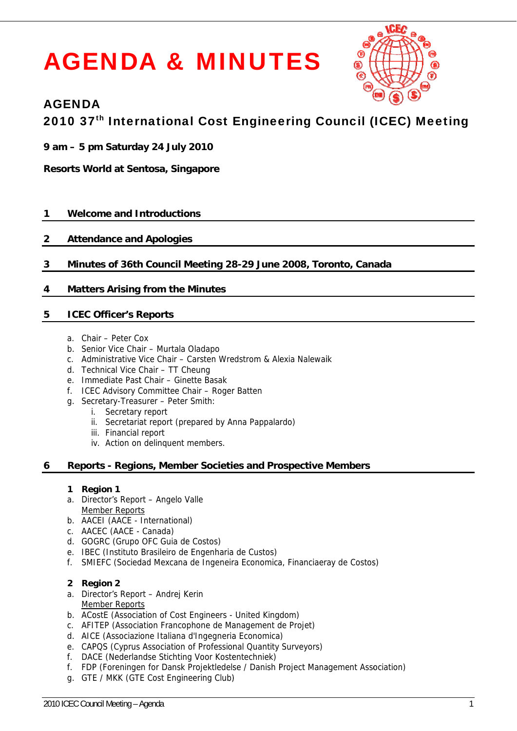# AGENDA & MINUTES

## AGENDA

## 2010 37th International Cost Engineering Council (ICEC) Meeting

**9 am – 5 pm Saturday 24 July 2010**

**Resorts World at Sentosa, Singapore**

### 1 Welcome and Introductions

### 2 Attendance and Apologies

### 3 Minutes of 36th Council Meeting 28-29 June 2008, Toronto, Canada

### 4 Matters Arising from the Minutes

### 5 ICEC Officer's Reports

a. Chair – Peter Cox
b. Senior Vice Chair – Murtala Oladapo
c. Administrative Vice Chair – Carsten Wredstrom & Alexia Nalewaik
d. Technical Vice Chair – TT Cheung
e. Immediate Past Chair – Ginette Basak
f. ICEC Advisory Committee Chair – Roger Batten
g. Secretary-Treasurer – Peter Smith:
   i. Secretary report
   ii. Secretariat report (prepared by Anna Pappalardo)
   iii. Financial report
   iv. Action on delinquent members.

### 6 Reports - Regions, Member Societies and Prospective Members

**1 Region 1**

a. Director's Report – Angelo Valle
   Member Reports
b. AACEI (AACE - International)
c. AACEC (AACE - Canada)
d. GOGRC (Grupo OFC Guia de Costos)
e. IBEC (Instituto Brasileiro de Engenharia de Custos)
f. SMIEFC (Sociedad Mexcana de Ingeneira Economica, Financiaeray de Costos)

**2 Region 2**

a. Director's Report – Andrej Kerin
   Member Reports
b. ACostE (Association of Cost Engineers - United Kingdom)
c. AFITEP (Association Francophone de Management de Projet)
d. AICE (Associazione Italiana d'Ingegneria Economica)
e. CAPQS (Cyprus Association of Professional Quantity Surveyors)
f. DACE (Nederlandse Stichting Voor Kostentechniek)
f. FDP (Foreningen for Dansk Projektledelse / Danish Project Management Association)
g. GTE / MKK (GTE Cost Engineering Club)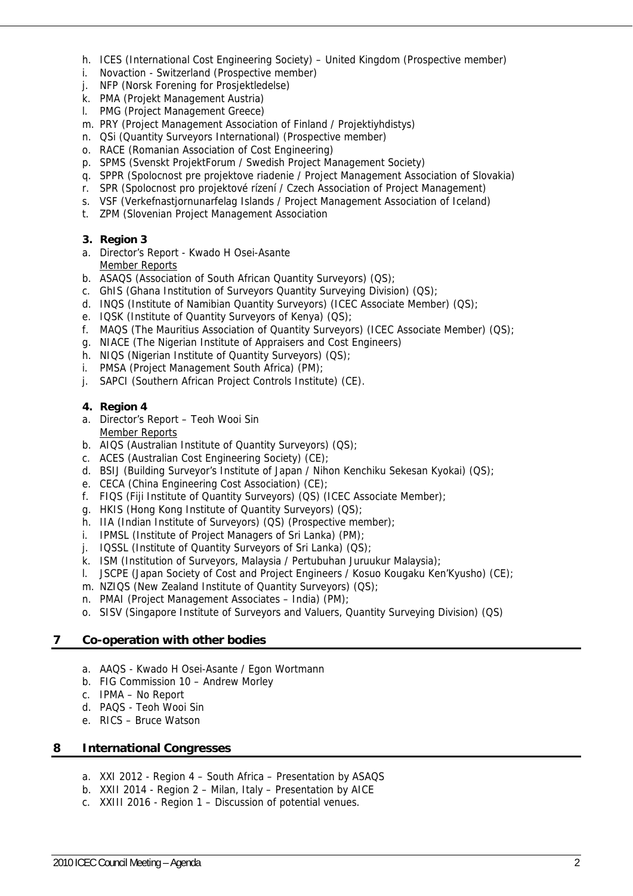h. ICES (International Cost Engineering Society) – United Kingdom (Prospective member)
i. Novaction - Switzerland (Prospective member)
j. NFP (Norsk Forening for Prosjektledelse)
k. PMA (Projekt Management Austria)
l. PMG (Project Management Greece)
m. PRY (Project Management Association of Finland / Projektiyhdistys)
n. QSi (Quantity Surveyors International) (Prospective member)
o. RACE (Romanian Association of Cost Engineering)
p. SPMS (Svenskt ProjektForum / Swedish Project Management Society)
q. SPPR (Spolocnost pre projektove riadenie / Project Management Association of Slovakia)
r. SPR (Spolocnost pro projektové řízení / Czech Association of Project Management)
s. VSF (Verkefnastjornunarfelag Islands / Project Management Association of Iceland)
t. ZPM (Slovenian Project Management Association

**3. Region 3**

a. Director's Report - Kwado H Osei-Asante
   Member Reports
b. ASAQS (Association of South African Quantity Surveyors) (QS);
c. GhIS (Ghana Institution of Surveyors Quantity Surveying Division) (QS);
d. INQS (Institute of Namibian Quantity Surveyors) (ICEC Associate Member) (QS);
e. IQSK (Institute of Quantity Surveyors of Kenya) (QS);
f. MAQS (The Mauritius Association of Quantity Surveyors) (ICEC Associate Member) (QS);
g. NIACE (The Nigerian Institute of Appraisers and Cost Engineers)
h. NIQS (Nigerian Institute of Quantity Surveyors) (QS);
i. PMSA (Project Management South Africa) (PM);
j. SAPCI (Southern African Project Controls Institute) (CE).

**4. Region 4**

a. Director's Report – Teoh Wooi Sin
   Member Reports
b. AIQS (Australian Institute of Quantity Surveyors) (QS);
c. ACES (Australian Cost Engineering Society) (CE);
d. BSIJ (Building Surveyor's Institute of Japan / Nihon Kenchiku Sekesan Kyokai) (QS);
e. CECA (China Engineering Cost Association) (CE);
f. FIQS (Fiji Institute of Quantity Surveyors) (QS) (ICEC Associate Member);
g. HKIS (Hong Kong Institute of Quantity Surveyors) (QS);
h. IIA (Indian Institute of Surveyors) (QS) (Prospective member);
i. IPMSL (Institute of Project Managers of Sri Lanka) (PM);
j. IQSSL (Institute of Quantity Surveyors of Sri Lanka) (QS);
k. ISM (Institution of Surveyors, Malaysia / Pertubuhan Juruukur Malaysia);
l. JSCPE (Japan Society of Cost and Project Engineers / Kosuo Kougaku Ken'Kyusho) (CE);
m. NZIQS (New Zealand Institute of Quantity Surveyors) (QS);
n. PMAI (Project Management Associates – India) (PM);
o. SISV (Singapore Institute of Surveyors and Valuers, Quantity Surveying Division) (QS)

## 7 Co-operation with other bodies

a. AAQS - Kwado H Osei-Asante / Egon Wortmann
b. FIG Commission 10 – Andrew Morley
c. IPMA – No Report
d. PAQS - Teoh Wooi Sin
e. RICS – Bruce Watson

## 8 International Congresses

a. XXI 2012 - Region 4 – South Africa – Presentation by ASAQS
b. XXII 2014 - Region 2 – Milan, Italy – Presentation by AICE
c. XXIII 2016 - Region 1 – Discussion of potential venues.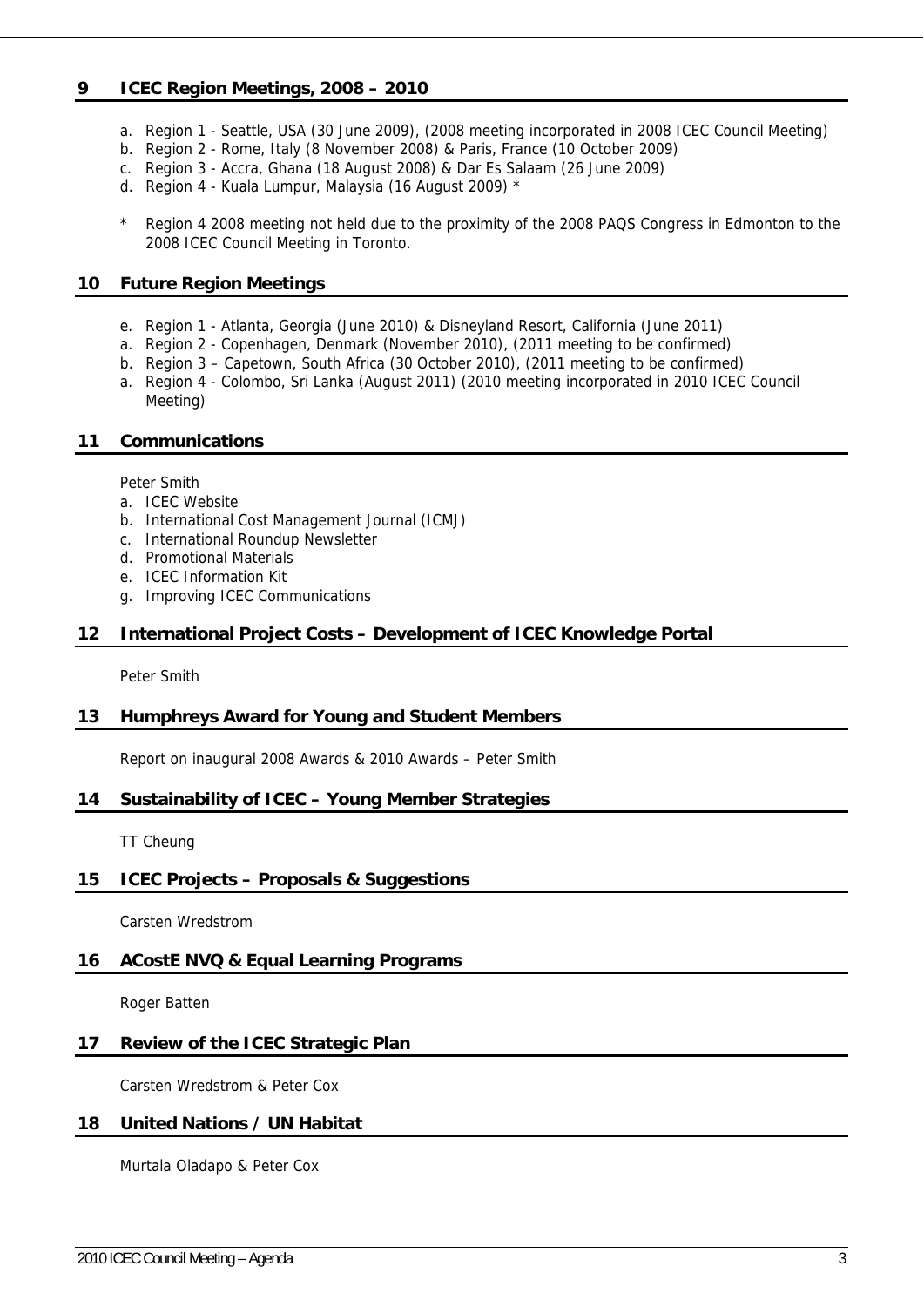## 9 ICEC Region Meetings, 2008 – 2010

a. Region 1 - Seattle, USA (30 June 2009), (2008 meeting incorporated in 2008 ICEC Council Meeting)
b. Region 2 - Rome, Italy (8 November 2008) & Paris, France (10 October 2009)
c. Region 3 - Accra, Ghana (18 August 2008) & Dar Es Salaam (26 June 2009)
d. Region 4 - Kuala Lumpur, Malaysia (16 August 2009) *

\* Region 4 2008 meeting not held due to the proximity of the 2008 PAQS Congress in Edmonton to the 2008 ICEC Council Meeting in Toronto.

## 10 Future Region Meetings

e. Region 1 - Atlanta, Georgia (June 2010) & Disneyland Resort, California (June 2011)
a. Region 2 - Copenhagen, Denmark (November 2010), (2011 meeting to be confirmed)
b. Region 3 – Capetown, South Africa (30 October 2010), (2011 meeting to be confirmed)
a. Region 4 - Colombo, Sri Lanka (August 2011) (2010 meeting incorporated in 2010 ICEC Council Meeting)

## 11 Communications

Peter Smith

a. ICEC Website
b. International Cost Management Journal (ICMJ)
c. International Roundup Newsletter
d. Promotional Materials
e. ICEC Information Kit
g. Improving ICEC Communications

## 12 International Project Costs – Development of ICEC Knowledge Portal

Peter Smith

## 13 Humphreys Award for Young and Student Members

Report on inaugural 2008 Awards & 2010 Awards – Peter Smith

## 14 Sustainability of ICEC – Young Member Strategies

TT Cheung

## 15 ICEC Projects – Proposals & Suggestions

Carsten Wredstrom

## 16 ACostE NVQ & Equal Learning Programs

Roger Batten

## 17 Review of the ICEC Strategic Plan

Carsten Wredstrom & Peter Cox

## 18 United Nations / UN Habitat

Murtala Oladapo & Peter Cox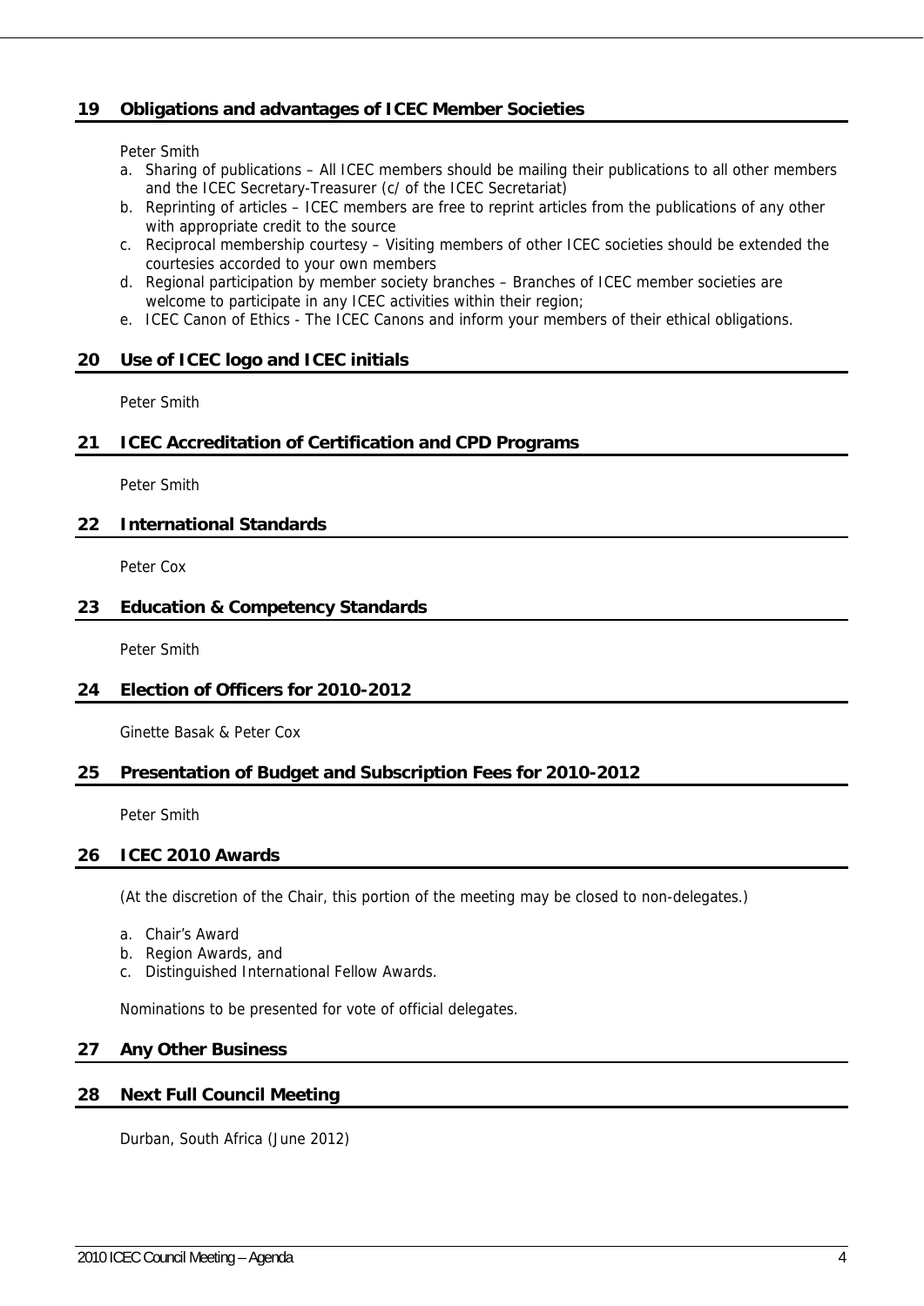## 19 Obligations and advantages of ICEC Member Societies

Peter Smith

a. Sharing of publications – All ICEC members should be mailing their publications to all other members and the ICEC Secretary-Treasurer (c/ of the ICEC Secretariat)
b. Reprinting of articles – ICEC members are free to reprint articles from the publications of any other with appropriate credit to the source
c. Reciprocal membership courtesy – Visiting members of other ICEC societies should be extended the courtesies accorded to your own members
d. Regional participation by member society branches – Branches of ICEC member societies are welcome to participate in any ICEC activities within their region;
e. ICEC Canon of Ethics - The ICEC Canons and inform your members of their ethical obligations.

## 20 Use of ICEC logo and ICEC initials

Peter Smith

## 21 ICEC Accreditation of Certification and CPD Programs

Peter Smith

## 22 International Standards

Peter Cox

## 23 Education & Competency Standards

Peter Smith

## 24 Election of Officers for 2010-2012

Ginette Basak & Peter Cox

## 25 Presentation of Budget and Subscription Fees for 2010-2012

Peter Smith

## 26 ICEC 2010 Awards

(At the discretion of the Chair, this portion of the meeting may be closed to non-delegates.)

a. Chair's Award
b. Region Awards, and
c. Distinguished International Fellow Awards.

Nominations to be presented for vote of official delegates.

## 27 Any Other Business

## 28 Next Full Council Meeting

Durban, South Africa (June 2012)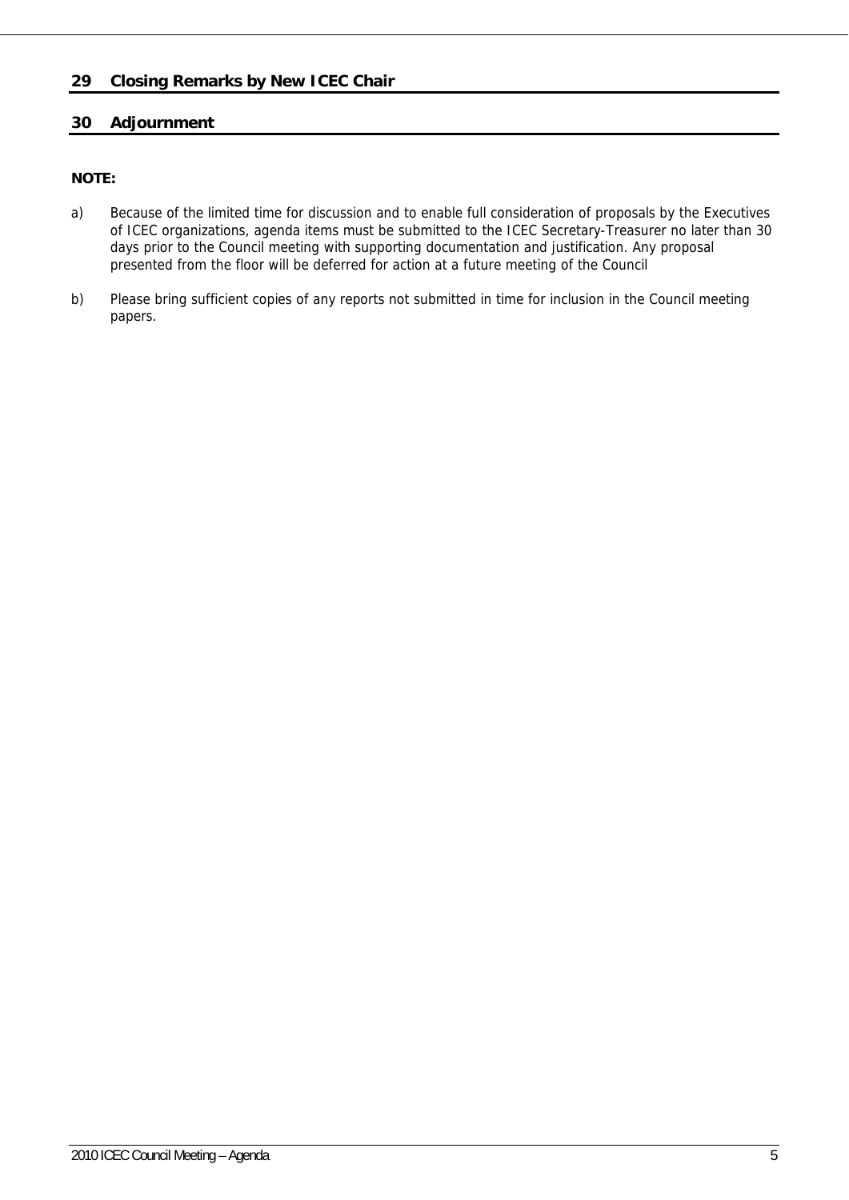## 29 Closing Remarks by New ICEC Chair

## 30 Adjournment

**NOTE:**

a) Because of the limited time for discussion and to enable full consideration of proposals by the Executives of ICEC organizations, agenda items must be submitted to the ICEC Secretary-Treasurer no later than 30 days prior to the Council meeting with supporting documentation and justification. Any proposal presented from the floor will be deferred for action at a future meeting of the Council

b) Please bring sufficient copies of any reports not submitted in time for inclusion in the Council meeting papers.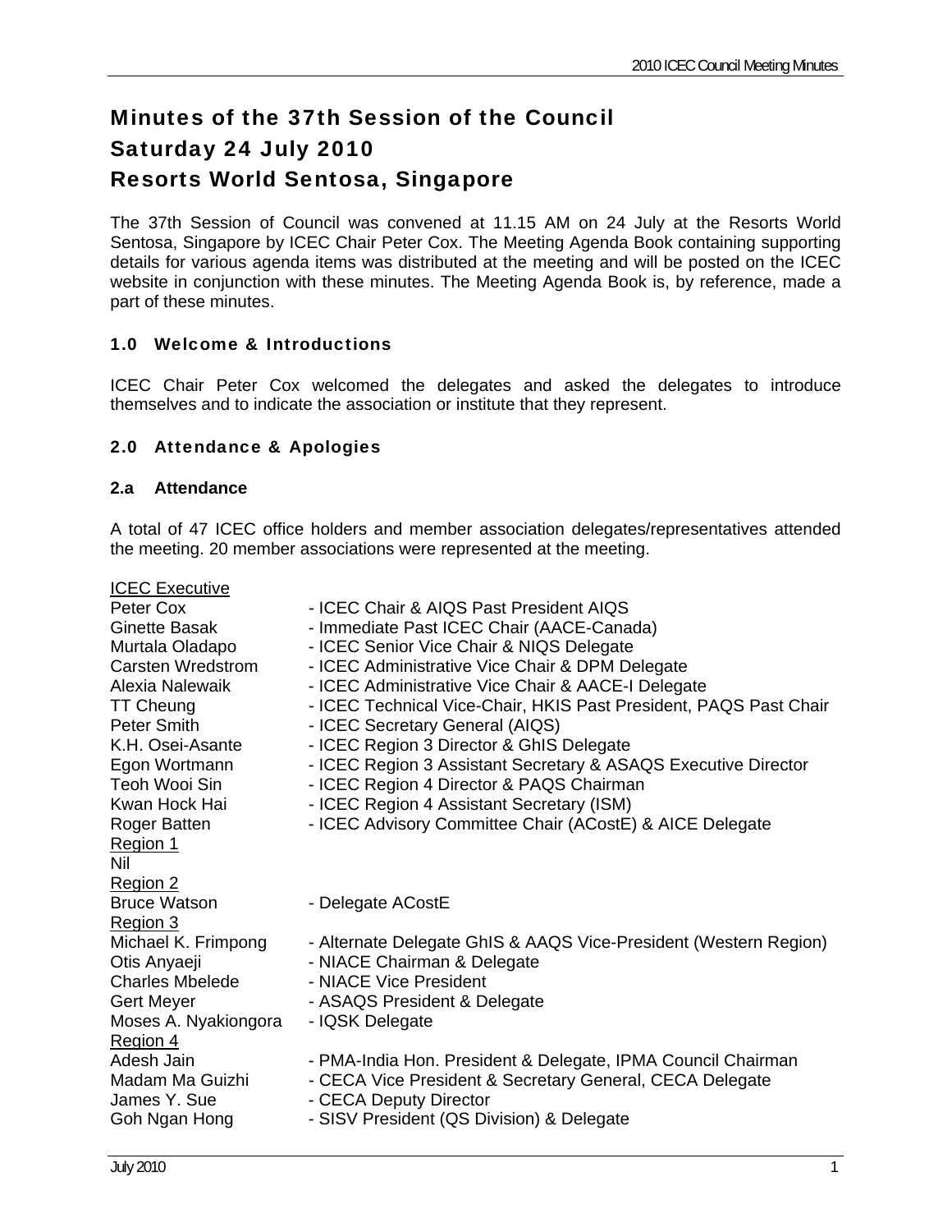# Minutes of the 37th Session of the Council
# Saturday 24 July 2010
# Resorts World Sentosa, Singapore

The 37th Session of Council was convened at 11.15 AM on 24 July at the Resorts World Sentosa, Singapore by ICEC Chair Peter Cox. The Meeting Agenda Book containing supporting details for various agenda items was distributed at the meeting and will be posted on the ICEC website in conjunction with these minutes. The Meeting Agenda Book is, by reference, made a part of these minutes.

### 1.0 Welcome & Introductions

ICEC Chair Peter Cox welcomed the delegates and asked the delegates to introduce themselves and to indicate the association or institute that they represent.

### 2.0 Attendance & Apologies

#### 2.a Attendance

A total of 47 ICEC office holders and member association delegates/representatives attended the meeting. 20 member associations were represented at the meeting.

ICEC Executive

Peter Cox - ICEC Chair & AIQS Past President AIQS
Ginette Basak - Immediate Past ICEC Chair (AACE-Canada)
Murtala Oladapo - ICEC Senior Vice Chair & NIQS Delegate
Carsten Wredstrom - ICEC Administrative Vice Chair & DPM Delegate
Alexia Nalewaik - ICEC Administrative Vice Chair & AACE-I Delegate
TT Cheung - ICEC Technical Vice-Chair, HKIS Past President, PAQS Past Chair
Peter Smith - ICEC Secretary General (AIQS)
K.H. Osei-Asante - ICEC Region 3 Director & GhIS Delegate
Egon Wortmann - ICEC Region 3 Assistant Secretary & ASAQS Executive Director
Teoh Wooi Sin - ICEC Region 4 Director & PAQS Chairman
Kwan Hock Hai - ICEC Region 4 Assistant Secretary (ISM)
Roger Batten - ICEC Advisory Committee Chair (ACostE) & AICE Delegate

Region 1

Nil

Region 2

Bruce Watson - Delegate ACostE

Region 3

Michael K. Frimpong - Alternate Delegate GhIS & AAQS Vice-President (Western Region)
Otis Anyaeji - NIACE Chairman & Delegate
Charles Mbelede - NIACE Vice President
Gert Meyer - ASAQS President & Delegate
Moses A. Nyakiongora - IQSK Delegate

Region 4

Adesh Jain - PMA-India Hon. President & Delegate, IPMA Council Chairman
Madam Ma Guizhi - CECA Vice President & Secretary General, CECA Delegate
James Y. Sue - CECA Deputy Director
Goh Ngan Hong - SISV President (QS Division) & Delegate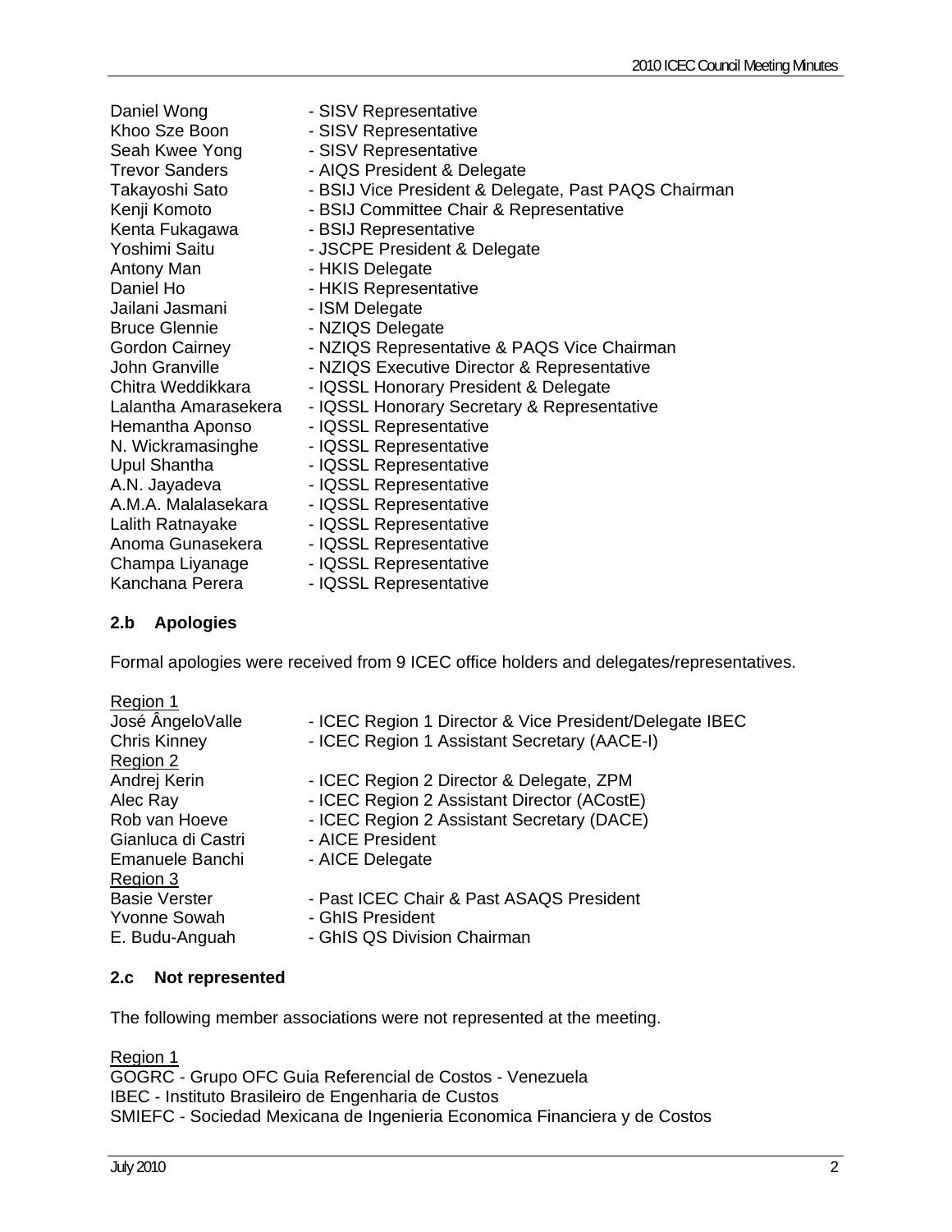Daniel Wong - SISV Representative
Khoo Sze Boon - SISV Representative
Seah Kwee Yong - SISV Representative
Trevor Sanders - AIQS President & Delegate
Takayoshi Sato - BSIJ Vice President & Delegate, Past PAQS Chairman
Kenji Komoto - BSIJ Committee Chair & Representative
Kenta Fukagawa - BSIJ Representative
Yoshimi Saitu - JSCPE President & Delegate
Antony Man - HKIS Delegate
Daniel Ho - HKIS Representative
Jailani Jasmani - ISM Delegate
Bruce Glennie - NZIQS Delegate
Gordon Cairney - NZIQS Representative & PAQS Vice Chairman
John Granville - NZIQS Executive Director & Representative
Chitra Weddikkara - IQSSL Honorary President & Delegate
Lalantha Amarasekera - IQSSL Honorary Secretary & Representative
Hemantha Aponso - IQSSL Representative
N. Wickramasinghe - IQSSL Representative
Upul Shantha - IQSSL Representative
A.N. Jayadeva - IQSSL Representative
A.M.A. Malalasekara - IQSSL Representative
Lalith Ratnayake - IQSSL Representative
Anoma Gunasekera - IQSSL Representative
Champa Liyanage - IQSSL Representative
Kanchana Perera - IQSSL Representative

### 2.b Apologies

Formal apologies were received from 9 ICEC office holders and delegates/representatives.

Region 1
José ÂngeloValle - ICEC Region 1 Director & Vice President/Delegate IBEC
Chris Kinney - ICEC Region 1 Assistant Secretary (AACE-I)
Region 2
Andrej Kerin - ICEC Region 2 Director & Delegate, ZPM
Alec Ray - ICEC Region 2 Assistant Director (ACostE)
Rob van Hoeve - ICEC Region 2 Assistant Secretary (DACE)
Gianluca di Castri - AICE President
Emanuele Banchi - AICE Delegate
Region 3
Basie Verster - Past ICEC Chair & Past ASAQS President
Yvonne Sowah - GhIS President
E. Budu-Anguah - GhIS QS Division Chairman

### 2.c Not represented

The following member associations were not represented at the meeting.

Region 1
GOGRC - Grupo OFC Guia Referencial de Costos - Venezuela
IBEC - Instituto Brasileiro de Engenharia de Custos
SMIEFC - Sociedad Mexicana de Ingenieria Economica Financiera y de Costos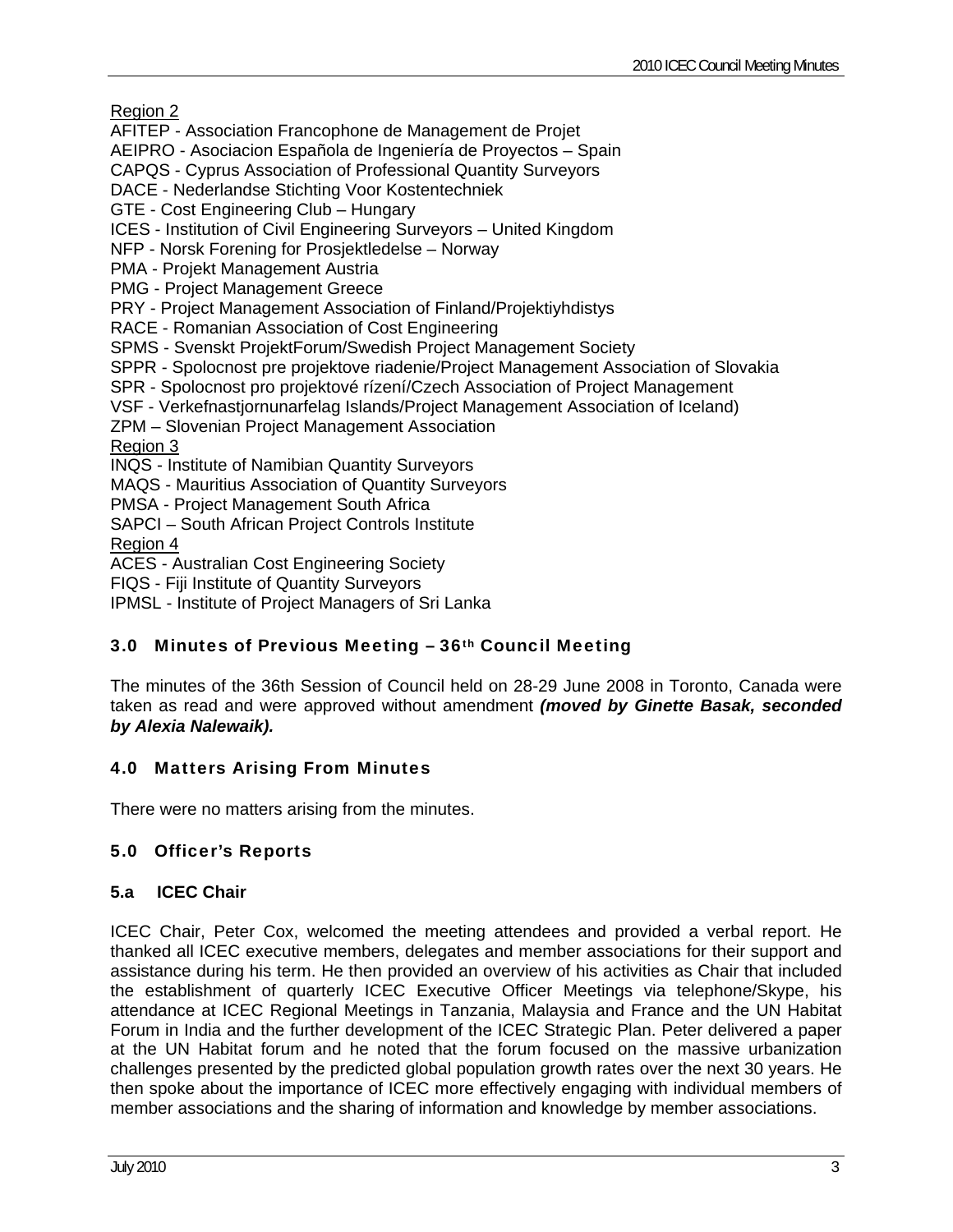Region 2

AFITEP - Association Francophone de Management de Projet
AEIPRO - Asociacion Española de Ingeniería de Proyectos – Spain
CAPQS - Cyprus Association of Professional Quantity Surveyors
DACE - Nederlandse Stichting Voor Kostentechniek
GTE - Cost Engineering Club – Hungary
ICES - Institution of Civil Engineering Surveyors – United Kingdom
NFP - Norsk Forening for Prosjektledelse – Norway
PMA - Projekt Management Austria
PMG - Project Management Greece
PRY - Project Management Association of Finland/Projektiyhdistys
RACE - Romanian Association of Cost Engineering
SPMS - Svenskt ProjektForum/Swedish Project Management Society
SPPR - Spolocnost pre projektove riadenie/Project Management Association of Slovakia
SPR - Spolocnost pro projektové rízení/Czech Association of Project Management
VSF - Verkefnastjornunarfelag Islands/Project Management Association of Iceland)
ZPM – Slovenian Project Management Association

Region 3

INQS - Institute of Namibian Quantity Surveyors
MAQS - Mauritius Association of Quantity Surveyors
PMSA - Project Management South Africa
SAPCI – South African Project Controls Institute

Region 4

ACES - Australian Cost Engineering Society
FIQS - Fiji Institute of Quantity Surveyors
IPMSL - Institute of Project Managers of Sri Lanka

## 3.0 Minutes of Previous Meeting – 36th Council Meeting

The minutes of the 36th Session of Council held on 28-29 June 2008 in Toronto, Canada were taken as read and were approved without amendment ***(moved by Ginette Basak, seconded by Alexia Nalewaik).***

## 4.0 Matters Arising From Minutes

There were no matters arising from the minutes.

## 5.0 Officer's Reports

### 5.a ICEC Chair

ICEC Chair, Peter Cox, welcomed the meeting attendees and provided a verbal report. He thanked all ICEC executive members, delegates and member associations for their support and assistance during his term. He then provided an overview of his activities as Chair that included the establishment of quarterly ICEC Executive Officer Meetings via telephone/Skype, his attendance at ICEC Regional Meetings in Tanzania, Malaysia and France and the UN Habitat Forum in India and the further development of the ICEC Strategic Plan. Peter delivered a paper at the UN Habitat forum and he noted that the forum focused on the massive urbanization challenges presented by the predicted global population growth rates over the next 30 years. He then spoke about the importance of ICEC more effectively engaging with individual members of member associations and the sharing of information and knowledge by member associations.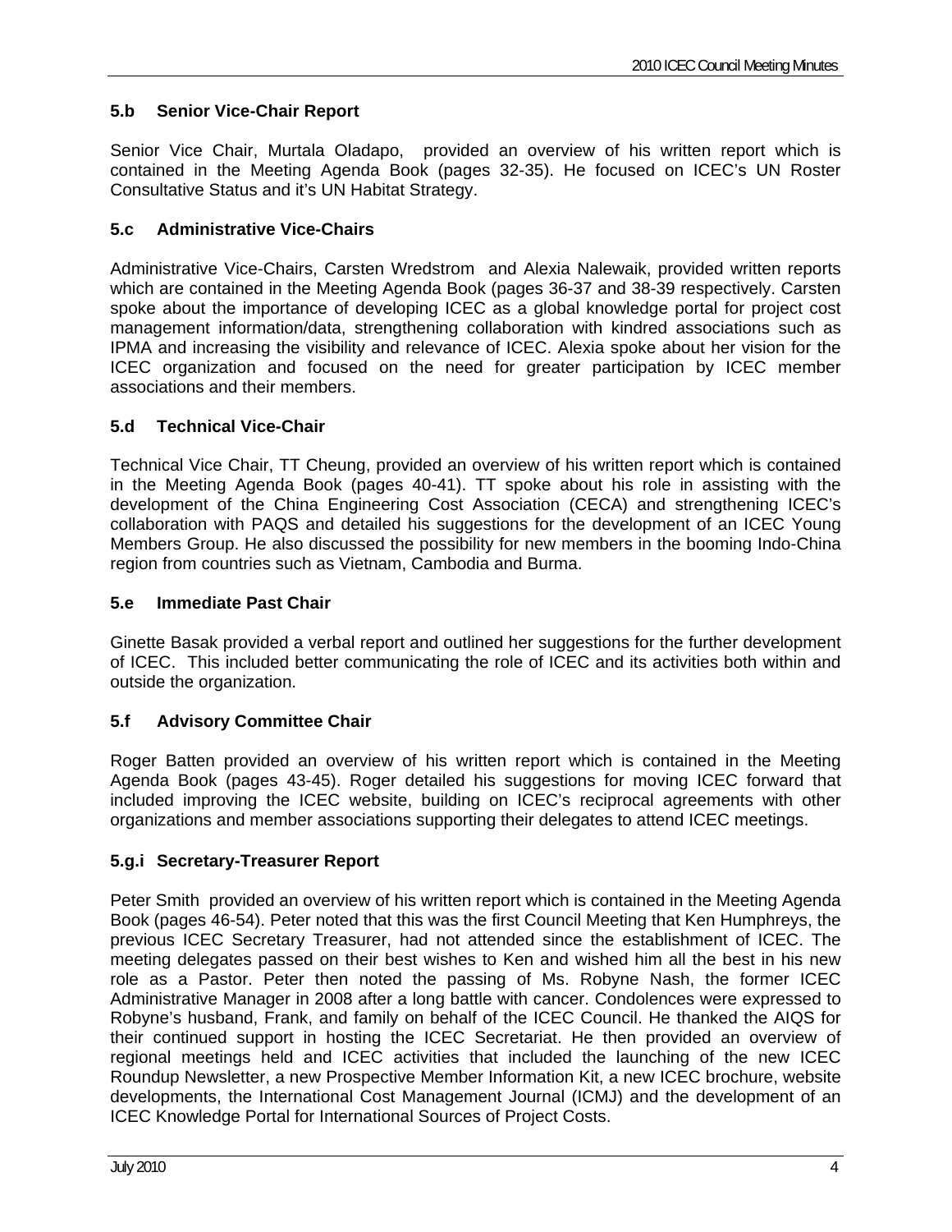### 5.b Senior Vice-Chair Report

Senior Vice Chair, Murtala Oladapo, provided an overview of his written report which is contained in the Meeting Agenda Book (pages 32-35). He focused on ICEC's UN Roster Consultative Status and it's UN Habitat Strategy.

### 5.c Administrative Vice-Chairs

Administrative Vice-Chairs, Carsten Wredstrom and Alexia Nalewaik, provided written reports which are contained in the Meeting Agenda Book (pages 36-37 and 38-39 respectively. Carsten spoke about the importance of developing ICEC as a global knowledge portal for project cost management information/data, strengthening collaboration with kindred associations such as IPMA and increasing the visibility and relevance of ICEC. Alexia spoke about her vision for the ICEC organization and focused on the need for greater participation by ICEC member associations and their members.

### 5.d Technical Vice-Chair

Technical Vice Chair, TT Cheung, provided an overview of his written report which is contained in the Meeting Agenda Book (pages 40-41). TT spoke about his role in assisting with the development of the China Engineering Cost Association (CECA) and strengthening ICEC's collaboration with PAQS and detailed his suggestions for the development of an ICEC Young Members Group. He also discussed the possibility for new members in the booming Indo-China region from countries such as Vietnam, Cambodia and Burma.

### 5.e Immediate Past Chair

Ginette Basak provided a verbal report and outlined her suggestions for the further development of ICEC. This included better communicating the role of ICEC and its activities both within and outside the organization.

### 5.f Advisory Committee Chair

Roger Batten provided an overview of his written report which is contained in the Meeting Agenda Book (pages 43-45). Roger detailed his suggestions for moving ICEC forward that included improving the ICEC website, building on ICEC's reciprocal agreements with other organizations and member associations supporting their delegates to attend ICEC meetings.

### 5.g.i Secretary-Treasurer Report

Peter Smith provided an overview of his written report which is contained in the Meeting Agenda Book (pages 46-54). Peter noted that this was the first Council Meeting that Ken Humphreys, the previous ICEC Secretary Treasurer, had not attended since the establishment of ICEC. The meeting delegates passed on their best wishes to Ken and wished him all the best in his new role as a Pastor. Peter then noted the passing of Ms. Robyne Nash, the former ICEC Administrative Manager in 2008 after a long battle with cancer. Condolences were expressed to Robyne's husband, Frank, and family on behalf of the ICEC Council. He thanked the AIQS for their continued support in hosting the ICEC Secretariat. He then provided an overview of regional meetings held and ICEC activities that included the launching of the new ICEC Roundup Newsletter, a new Prospective Member Information Kit, a new ICEC brochure, website developments, the International Cost Management Journal (ICMJ) and the development of an ICEC Knowledge Portal for International Sources of Project Costs.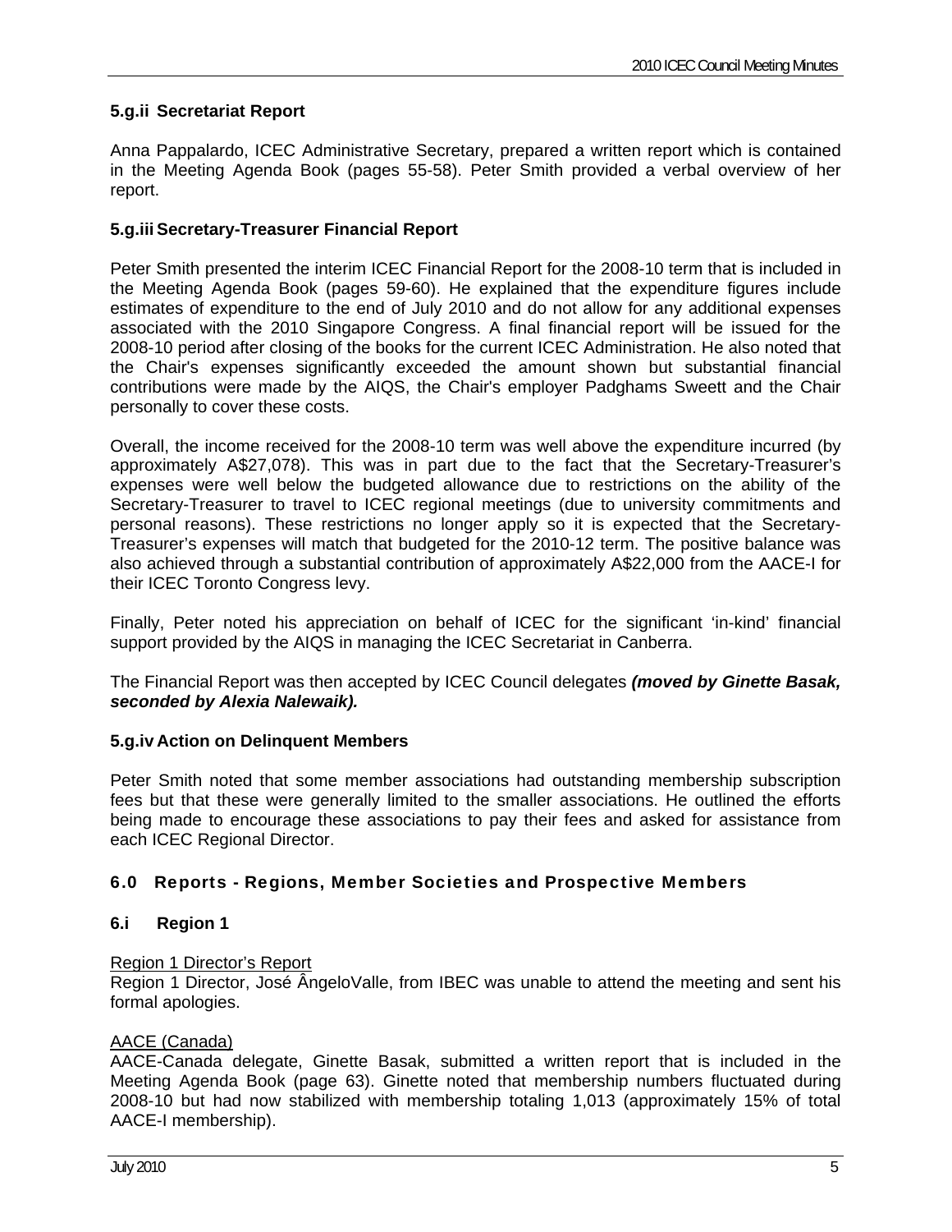### 5.g.ii Secretariat Report

Anna Pappalardo, ICEC Administrative Secretary, prepared a written report which is contained in the Meeting Agenda Book (pages 55-58). Peter Smith provided a verbal overview of her report.

### 5.g.iii Secretary-Treasurer Financial Report

Peter Smith presented the interim ICEC Financial Report for the 2008-10 term that is included in the Meeting Agenda Book (pages 59-60). He explained that the expenditure figures include estimates of expenditure to the end of July 2010 and do not allow for any additional expenses associated with the 2010 Singapore Congress. A final financial report will be issued for the 2008-10 period after closing of the books for the current ICEC Administration. He also noted that the Chair's expenses significantly exceeded the amount shown but substantial financial contributions were made by the AIQS, the Chair's employer Padghams Sweett and the Chair personally to cover these costs.

Overall, the income received for the 2008-10 term was well above the expenditure incurred (by approximately A$27,078). This was in part due to the fact that the Secretary-Treasurer's expenses were well below the budgeted allowance due to restrictions on the ability of the Secretary-Treasurer to travel to ICEC regional meetings (due to university commitments and personal reasons). These restrictions no longer apply so it is expected that the Secretary-Treasurer's expenses will match that budgeted for the 2010-12 term. The positive balance was also achieved through a substantial contribution of approximately A$22,000 from the AACE-I for their ICEC Toronto Congress levy.

Finally, Peter noted his appreciation on behalf of ICEC for the significant 'in-kind' financial support provided by the AIQS in managing the ICEC Secretariat in Canberra.

The Financial Report was then accepted by ICEC Council delegates ***(moved by Ginette Basak, seconded by Alexia Nalewaik).***

### 5.g.iv Action on Delinquent Members

Peter Smith noted that some member associations had outstanding membership subscription fees but that these were generally limited to the smaller associations. He outlined the efforts being made to encourage these associations to pay their fees and asked for assistance from each ICEC Regional Director.

## 6.0 Reports - Regions, Member Societies and Prospective Members

### 6.i Region 1

Region 1 Director's Report

Region 1 Director, José ÂngeloValle, from IBEC was unable to attend the meeting and sent his formal apologies.

AACE (Canada)

AACE-Canada delegate, Ginette Basak, submitted a written report that is included in the Meeting Agenda Book (page 63). Ginette noted that membership numbers fluctuated during 2008-10 but had now stabilized with membership totaling 1,013 (approximately 15% of total AACE-I membership).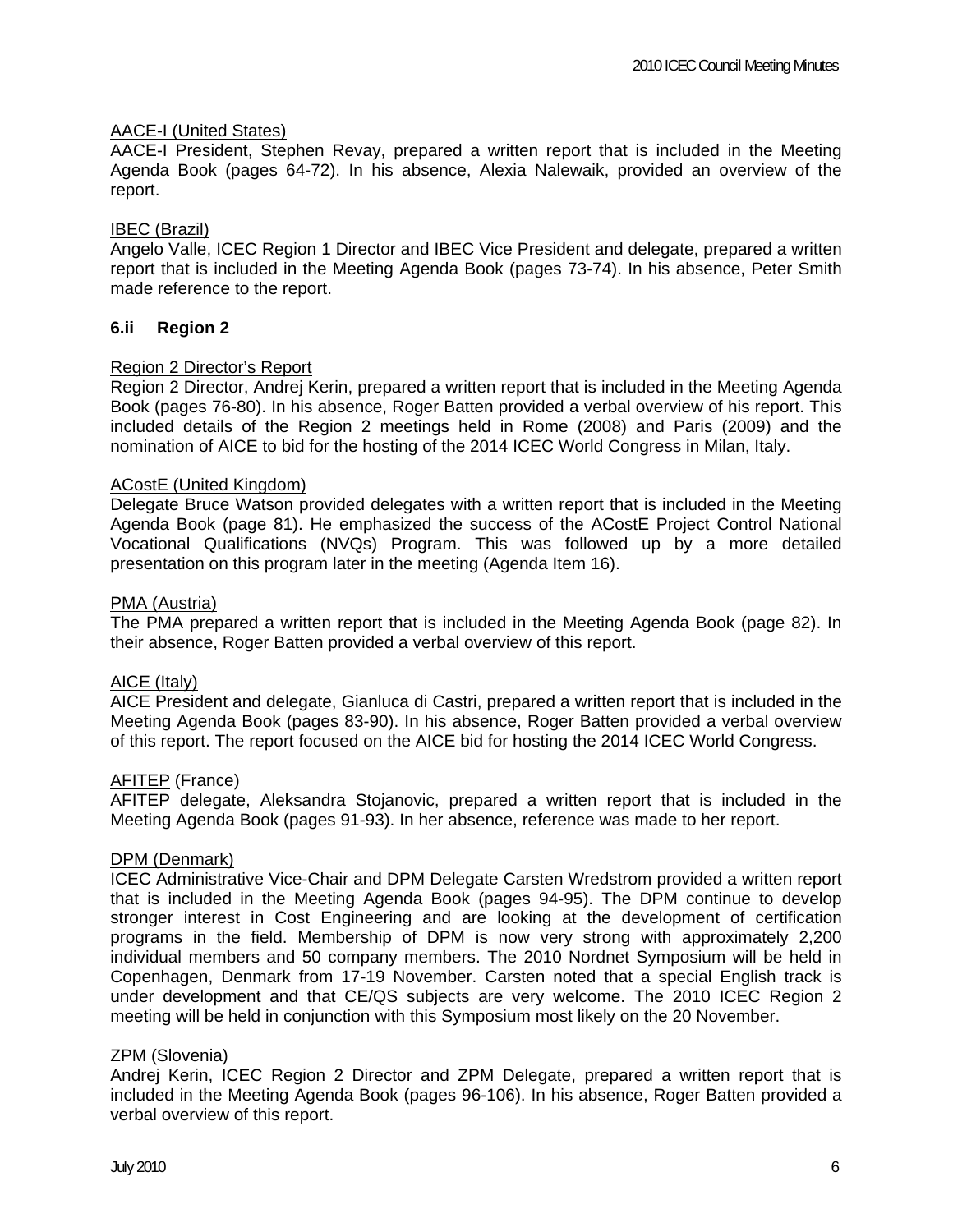AACE-I (United States)

AACE-I President, Stephen Revay, prepared a written report that is included in the Meeting Agenda Book (pages 64-72). In his absence, Alexia Nalewaik, provided an overview of the report.

IBEC (Brazil)

Angelo Valle, ICEC Region 1 Director and IBEC Vice President and delegate, prepared a written report that is included in the Meeting Agenda Book (pages 73-74). In his absence, Peter Smith made reference to the report.

### 6.ii Region 2

Region 2 Director's Report

Region 2 Director, Andrej Kerin, prepared a written report that is included in the Meeting Agenda Book (pages 76-80). In his absence, Roger Batten provided a verbal overview of his report. This included details of the Region 2 meetings held in Rome (2008) and Paris (2009) and the nomination of AICE to bid for the hosting of the 2014 ICEC World Congress in Milan, Italy.

ACostE (United Kingdom)

Delegate Bruce Watson provided delegates with a written report that is included in the Meeting Agenda Book (page 81). He emphasized the success of the ACostE Project Control National Vocational Qualifications (NVQs) Program. This was followed up by a more detailed presentation on this program later in the meeting (Agenda Item 16).

PMA (Austria)

The PMA prepared a written report that is included in the Meeting Agenda Book (page 82). In their absence, Roger Batten provided a verbal overview of this report.

AICE (Italy)

AICE President and delegate, Gianluca di Castri, prepared a written report that is included in the Meeting Agenda Book (pages 83-90). In his absence, Roger Batten provided a verbal overview of this report. The report focused on the AICE bid for hosting the 2014 ICEC World Congress.

AFITEP (France)

AFITEP delegate, Aleksandra Stojanovic, prepared a written report that is included in the Meeting Agenda Book (pages 91-93). In her absence, reference was made to her report.

DPM (Denmark)

ICEC Administrative Vice-Chair and DPM Delegate Carsten Wredstrom provided a written report that is included in the Meeting Agenda Book (pages 94-95). The DPM continue to develop stronger interest in Cost Engineering and are looking at the development of certification programs in the field. Membership of DPM is now very strong with approximately 2,200 individual members and 50 company members. The 2010 Nordnet Symposium will be held in Copenhagen, Denmark from 17-19 November. Carsten noted that a special English track is under development and that CE/QS subjects are very welcome. The 2010 ICEC Region 2 meeting will be held in conjunction with this Symposium most likely on the 20 November.

ZPM (Slovenia)

Andrej Kerin, ICEC Region 2 Director and ZPM Delegate, prepared a written report that is included in the Meeting Agenda Book (pages 96-106). In his absence, Roger Batten provided a verbal overview of this report.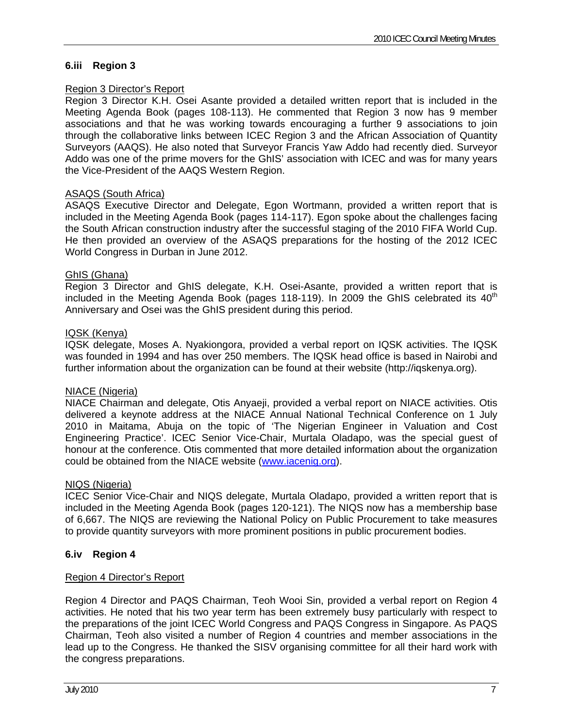## 6.iii Region 3

Region 3 Director's Report

Region 3 Director K.H. Osei Asante provided a detailed written report that is included in the Meeting Agenda Book (pages 108-113). He commented that Region 3 now has 9 member associations and that he was working towards encouraging a further 9 associations to join through the collaborative links between ICEC Region 3 and the African Association of Quantity Surveyors (AAQS). He also noted that Surveyor Francis Yaw Addo had recently died. Surveyor Addo was one of the prime movers for the GhIS' association with ICEC and was for many years the Vice-President of the AAQS Western Region.

ASAQS (South Africa)

ASAQS Executive Director and Delegate, Egon Wortmann, provided a written report that is included in the Meeting Agenda Book (pages 114-117). Egon spoke about the challenges facing the South African construction industry after the successful staging of the 2010 FIFA World Cup. He then provided an overview of the ASAQS preparations for the hosting of the 2012 ICEC World Congress in Durban in June 2012.

GhIS (Ghana)

Region 3 Director and GhIS delegate, K.H. Osei-Asante, provided a written report that is included in the Meeting Agenda Book (pages 118-119). In 2009 the GhIS celebrated its 40th Anniversary and Osei was the GhIS president during this period.

IQSK (Kenya)

IQSK delegate, Moses A. Nyakiongora, provided a verbal report on IQSK activities. The IQSK was founded in 1994 and has over 250 members. The IQSK head office is based in Nairobi and further information about the organization can be found at their website (http://iqskenya.org).

NIACE (Nigeria)

NIACE Chairman and delegate, Otis Anyaeji, provided a verbal report on NIACE activities. Otis delivered a keynote address at the NIACE Annual National Technical Conference on 1 July 2010 in Maitama, Abuja on the topic of 'The Nigerian Engineer in Valuation and Cost Engineering Practice'. ICEC Senior Vice-Chair, Murtala Oladapo, was the special guest of honour at the conference. Otis commented that more detailed information about the organization could be obtained from the NIACE website (www.iacenig.org).

NIQS (Nigeria)

ICEC Senior Vice-Chair and NIQS delegate, Murtala Oladapo, provided a written report that is included in the Meeting Agenda Book (pages 120-121). The NIQS now has a membership base of 6,667. The NIQS are reviewing the National Policy on Public Procurement to take measures to provide quantity surveyors with more prominent positions in public procurement bodies.

## 6.iv Region 4

Region 4 Director's Report

Region 4 Director and PAQS Chairman, Teoh Wooi Sin, provided a verbal report on Region 4 activities. He noted that his two year term has been extremely busy particularly with respect to the preparations of the joint ICEC World Congress and PAQS Congress in Singapore. As PAQS Chairman, Teoh also visited a number of Region 4 countries and member associations in the lead up to the Congress. He thanked the SISV organising committee for all their hard work with the congress preparations.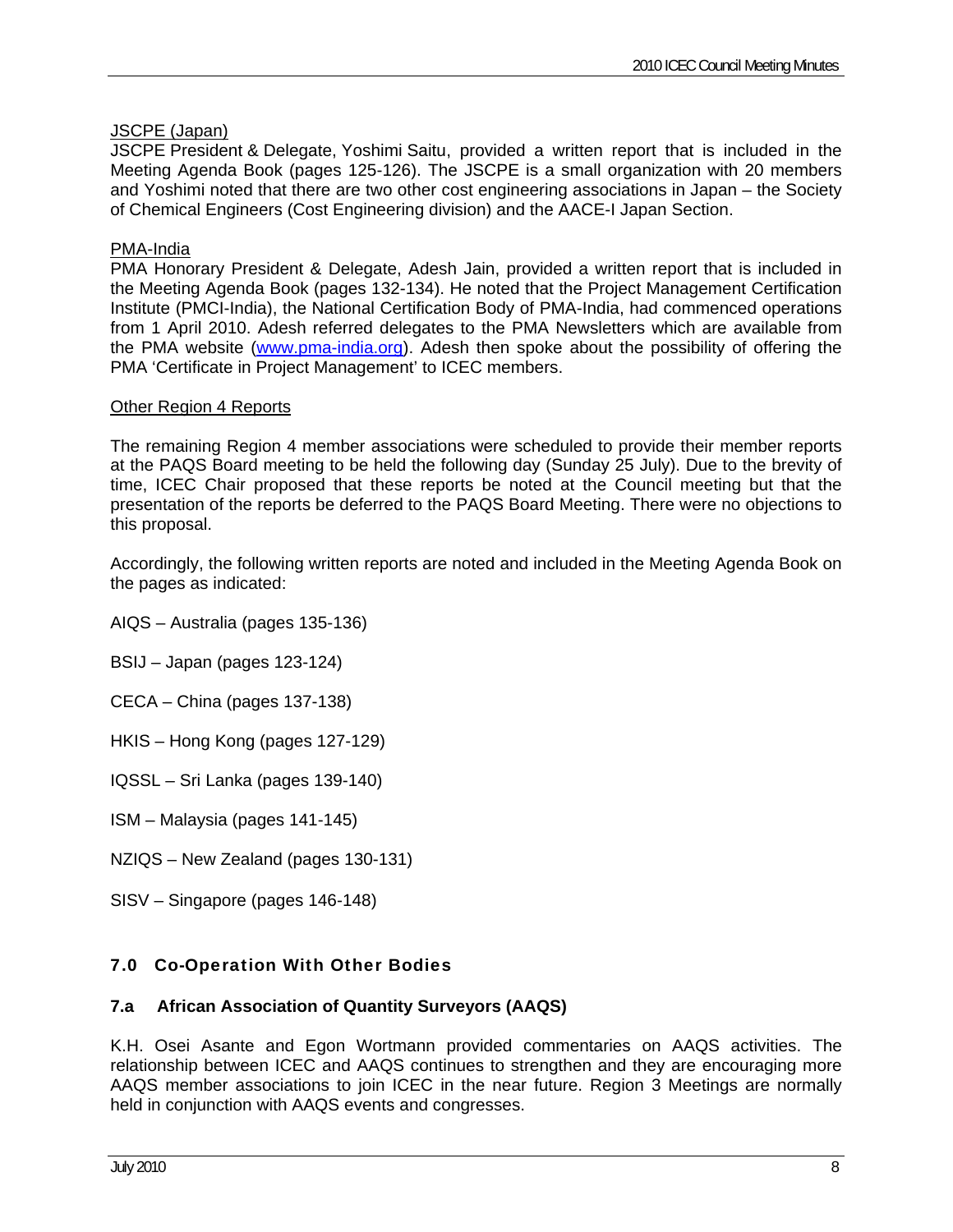JSCPE (Japan)

JSCPE President & Delegate, Yoshimi Saitu, provided a written report that is included in the Meeting Agenda Book (pages 125-126). The JSCPE is a small organization with 20 members and Yoshimi noted that there are two other cost engineering associations in Japan – the Society of Chemical Engineers (Cost Engineering division) and the AACE-I Japan Section.

PMA-India

PMA Honorary President & Delegate, Adesh Jain, provided a written report that is included in the Meeting Agenda Book (pages 132-134). He noted that the Project Management Certification Institute (PMCI-India), the National Certification Body of PMA-India, had commenced operations from 1 April 2010. Adesh referred delegates to the PMA Newsletters which are available from the PMA website (www.pma-india.org). Adesh then spoke about the possibility of offering the PMA 'Certificate in Project Management' to ICEC members.

Other Region 4 Reports

The remaining Region 4 member associations were scheduled to provide their member reports at the PAQS Board meeting to be held the following day (Sunday 25 July). Due to the brevity of time, ICEC Chair proposed that these reports be noted at the Council meeting but that the presentation of the reports be deferred to the PAQS Board Meeting. There were no objections to this proposal.

Accordingly, the following written reports are noted and included in the Meeting Agenda Book on the pages as indicated:

AIQS – Australia (pages 135-136)

BSIJ – Japan (pages 123-124)

CECA – China (pages 137-138)

HKIS – Hong Kong (pages 127-129)

IQSSL – Sri Lanka (pages 139-140)

ISM – Malaysia (pages 141-145)

NZIQS – New Zealand (pages 130-131)

SISV – Singapore (pages 146-148)

## 7.0 Co-Operation With Other Bodies

### 7.a African Association of Quantity Surveyors (AAQS)

K.H. Osei Asante and Egon Wortmann provided commentaries on AAQS activities. The relationship between ICEC and AAQS continues to strengthen and they are encouraging more AAQS member associations to join ICEC in the near future. Region 3 Meetings are normally held in conjunction with AAQS events and congresses.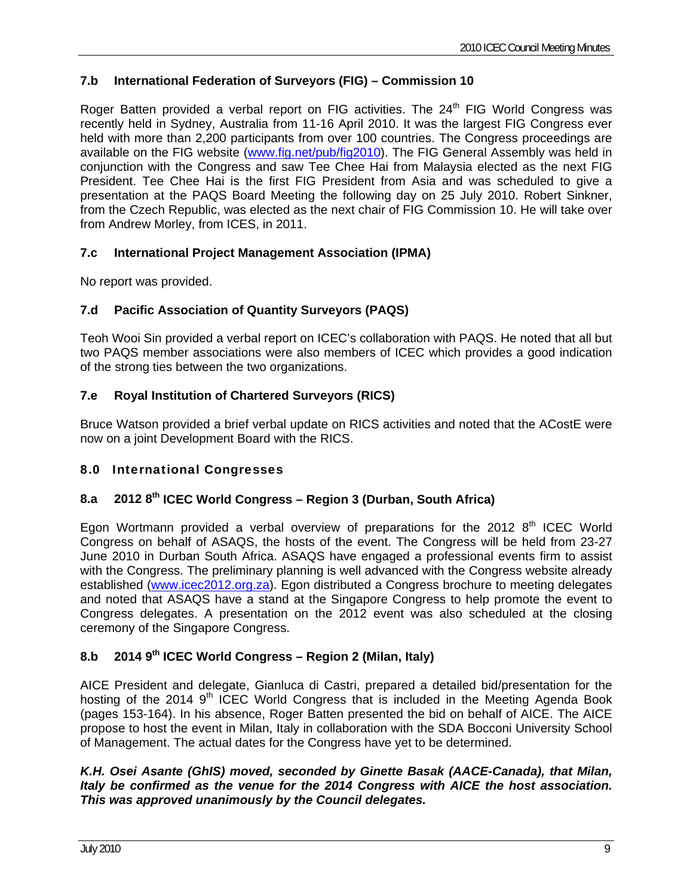### 7.b International Federation of Surveyors (FIG) – Commission 10

Roger Batten provided a verbal report on FIG activities. The 24th FIG World Congress was recently held in Sydney, Australia from 11-16 April 2010. It was the largest FIG Congress ever held with more than 2,200 participants from over 100 countries. The Congress proceedings are available on the FIG website (www.fig.net/pub/fig2010). The FIG General Assembly was held in conjunction with the Congress and saw Tee Chee Hai from Malaysia elected as the next FIG President. Tee Chee Hai is the first FIG President from Asia and was scheduled to give a presentation at the PAQS Board Meeting the following day on 25 July 2010. Robert Sinkner, from the Czech Republic, was elected as the next chair of FIG Commission 10. He will take over from Andrew Morley, from ICES, in 2011.

### 7.c International Project Management Association (IPMA)

No report was provided.

### 7.d Pacific Association of Quantity Surveyors (PAQS)

Teoh Wooi Sin provided a verbal report on ICEC's collaboration with PAQS. He noted that all but two PAQS member associations were also members of ICEC which provides a good indication of the strong ties between the two organizations.

### 7.e Royal Institution of Chartered Surveyors (RICS)

Bruce Watson provided a brief verbal update on RICS activities and noted that the ACostE were now on a joint Development Board with the RICS.

## 8.0 International Congresses

### 8.a 2012 8th ICEC World Congress – Region 3 (Durban, South Africa)

Egon Wortmann provided a verbal overview of preparations for the 2012 8th ICEC World Congress on behalf of ASAQS, the hosts of the event. The Congress will be held from 23-27 June 2010 in Durban South Africa. ASAQS have engaged a professional events firm to assist with the Congress. The preliminary planning is well advanced with the Congress website already established (www.icec2012.org.za). Egon distributed a Congress brochure to meeting delegates and noted that ASAQS have a stand at the Singapore Congress to help promote the event to Congress delegates. A presentation on the 2012 event was also scheduled at the closing ceremony of the Singapore Congress.

### 8.b 2014 9th ICEC World Congress – Region 2 (Milan, Italy)

AICE President and delegate, Gianluca di Castri, prepared a detailed bid/presentation for the hosting of the 2014 9th ICEC World Congress that is included in the Meeting Agenda Book (pages 153-164). In his absence, Roger Batten presented the bid on behalf of AICE. The AICE propose to host the event in Milan, Italy in collaboration with the SDA Bocconi University School of Management. The actual dates for the Congress have yet to be determined.

***K.H. Osei Asante (GhIS) moved, seconded by Ginette Basak (AACE-Canada), that Milan, Italy be confirmed as the venue for the 2014 Congress with AICE the host association. This was approved unanimously by the Council delegates.***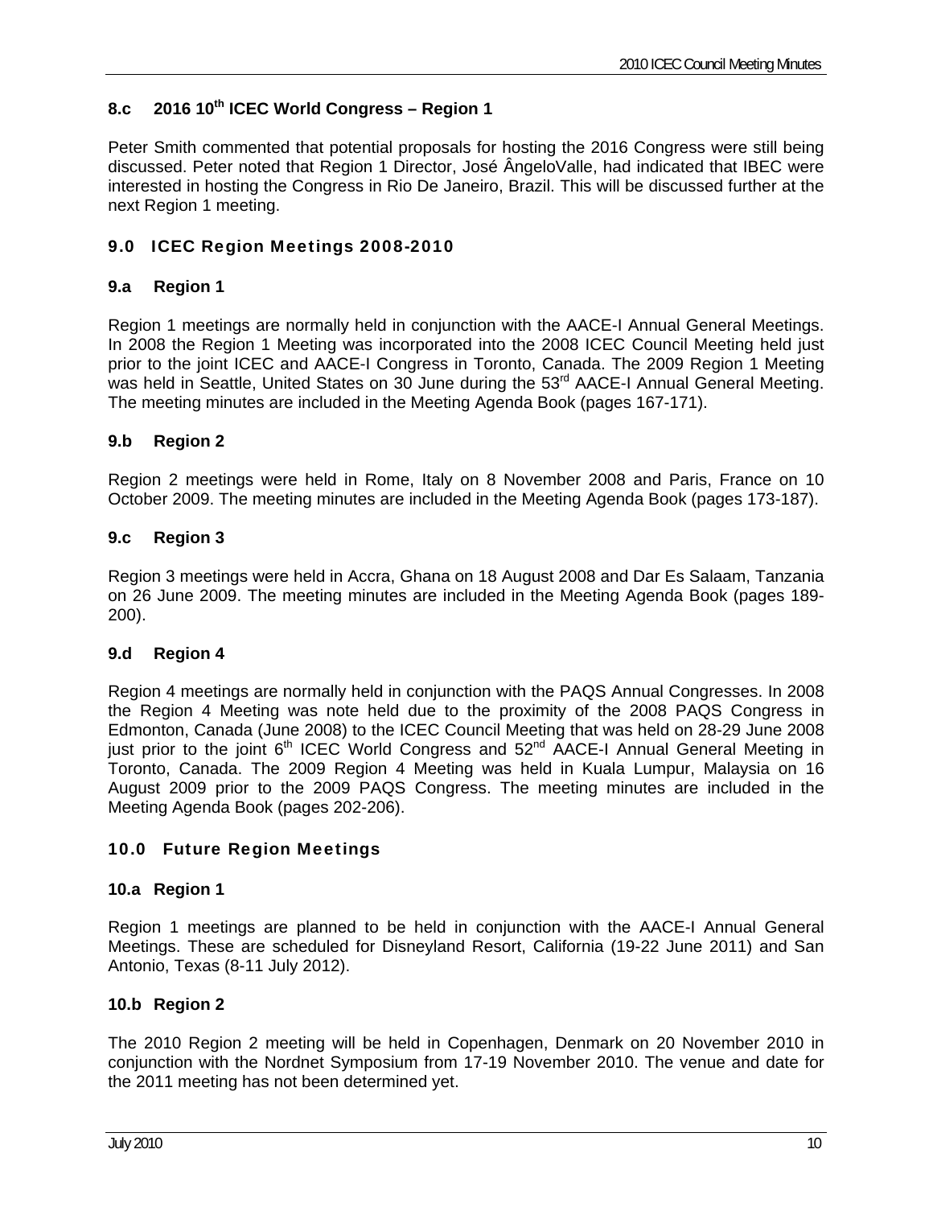### 8.c 2016 10th ICEC World Congress – Region 1

Peter Smith commented that potential proposals for hosting the 2016 Congress were still being discussed. Peter noted that Region 1 Director, José ÂngeloValle, had indicated that IBEC were interested in hosting the Congress in Rio De Janeiro, Brazil. This will be discussed further at the next Region 1 meeting.

## 9.0 ICEC Region Meetings 2008-2010

### 9.a Region 1

Region 1 meetings are normally held in conjunction with the AACE-I Annual General Meetings. In 2008 the Region 1 Meeting was incorporated into the 2008 ICEC Council Meeting held just prior to the joint ICEC and AACE-I Congress in Toronto, Canada. The 2009 Region 1 Meeting was held in Seattle, United States on 30 June during the 53rd AACE-I Annual General Meeting. The meeting minutes are included in the Meeting Agenda Book (pages 167-171).

### 9.b Region 2

Region 2 meetings were held in Rome, Italy on 8 November 2008 and Paris, France on 10 October 2009. The meeting minutes are included in the Meeting Agenda Book (pages 173-187).

### 9.c Region 3

Region 3 meetings were held in Accra, Ghana on 18 August 2008 and Dar Es Salaam, Tanzania on 26 June 2009. The meeting minutes are included in the Meeting Agenda Book (pages 189-200).

### 9.d Region 4

Region 4 meetings are normally held in conjunction with the PAQS Annual Congresses. In 2008 the Region 4 Meeting was note held due to the proximity of the 2008 PAQS Congress in Edmonton, Canada (June 2008) to the ICEC Council Meeting that was held on 28-29 June 2008 just prior to the joint 6th ICEC World Congress and 52nd AACE-I Annual General Meeting in Toronto, Canada. The 2009 Region 4 Meeting was held in Kuala Lumpur, Malaysia on 16 August 2009 prior to the 2009 PAQS Congress. The meeting minutes are included in the Meeting Agenda Book (pages 202-206).

## 10.0 Future Region Meetings

### 10.a Region 1

Region 1 meetings are planned to be held in conjunction with the AACE-I Annual General Meetings. These are scheduled for Disneyland Resort, California (19-22 June 2011) and San Antonio, Texas (8-11 July 2012).

### 10.b Region 2

The 2010 Region 2 meeting will be held in Copenhagen, Denmark on 20 November 2010 in conjunction with the Nordnet Symposium from 17-19 November 2010. The venue and date for the 2011 meeting has not been determined yet.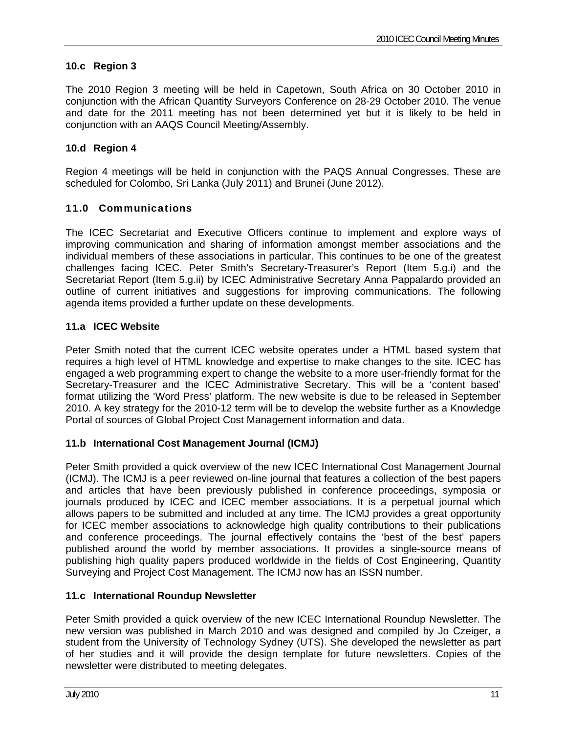### 10.c Region 3

The 2010 Region 3 meeting will be held in Capetown, South Africa on 30 October 2010 in conjunction with the African Quantity Surveyors Conference on 28-29 October 2010. The venue and date for the 2011 meeting has not been determined yet but it is likely to be held in conjunction with an AAQS Council Meeting/Assembly.

### 10.d Region 4

Region 4 meetings will be held in conjunction with the PAQS Annual Congresses. These are scheduled for Colombo, Sri Lanka (July 2011) and Brunei (June 2012).

## 11.0 Communications

The ICEC Secretariat and Executive Officers continue to implement and explore ways of improving communication and sharing of information amongst member associations and the individual members of these associations in particular. This continues to be one of the greatest challenges facing ICEC. Peter Smith's Secretary-Treasurer's Report (Item 5.g.i) and the Secretariat Report (Item 5.g.ii) by ICEC Administrative Secretary Anna Pappalardo provided an outline of current initiatives and suggestions for improving communications. The following agenda items provided a further update on these developments.

### 11.a ICEC Website

Peter Smith noted that the current ICEC website operates under a HTML based system that requires a high level of HTML knowledge and expertise to make changes to the site. ICEC has engaged a web programming expert to change the website to a more user-friendly format for the Secretary-Treasurer and the ICEC Administrative Secretary. This will be a 'content based' format utilizing the 'Word Press' platform. The new website is due to be released in September 2010. A key strategy for the 2010-12 term will be to develop the website further as a Knowledge Portal of sources of Global Project Cost Management information and data.

### 11.b International Cost Management Journal (ICMJ)

Peter Smith provided a quick overview of the new ICEC International Cost Management Journal (ICMJ). The ICMJ is a peer reviewed on-line journal that features a collection of the best papers and articles that have been previously published in conference proceedings, symposia or journals produced by ICEC and ICEC member associations. It is a perpetual journal which allows papers to be submitted and included at any time. The ICMJ provides a great opportunity for ICEC member associations to acknowledge high quality contributions to their publications and conference proceedings. The journal effectively contains the 'best of the best' papers published around the world by member associations. It provides a single-source means of publishing high quality papers produced worldwide in the fields of Cost Engineering, Quantity Surveying and Project Cost Management. The ICMJ now has an ISSN number.

### 11.c International Roundup Newsletter

Peter Smith provided a quick overview of the new ICEC International Roundup Newsletter. The new version was published in March 2010 and was designed and compiled by Jo Czeiger, a student from the University of Technology Sydney (UTS). She developed the newsletter as part of her studies and it will provide the design template for future newsletters. Copies of the newsletter were distributed to meeting delegates.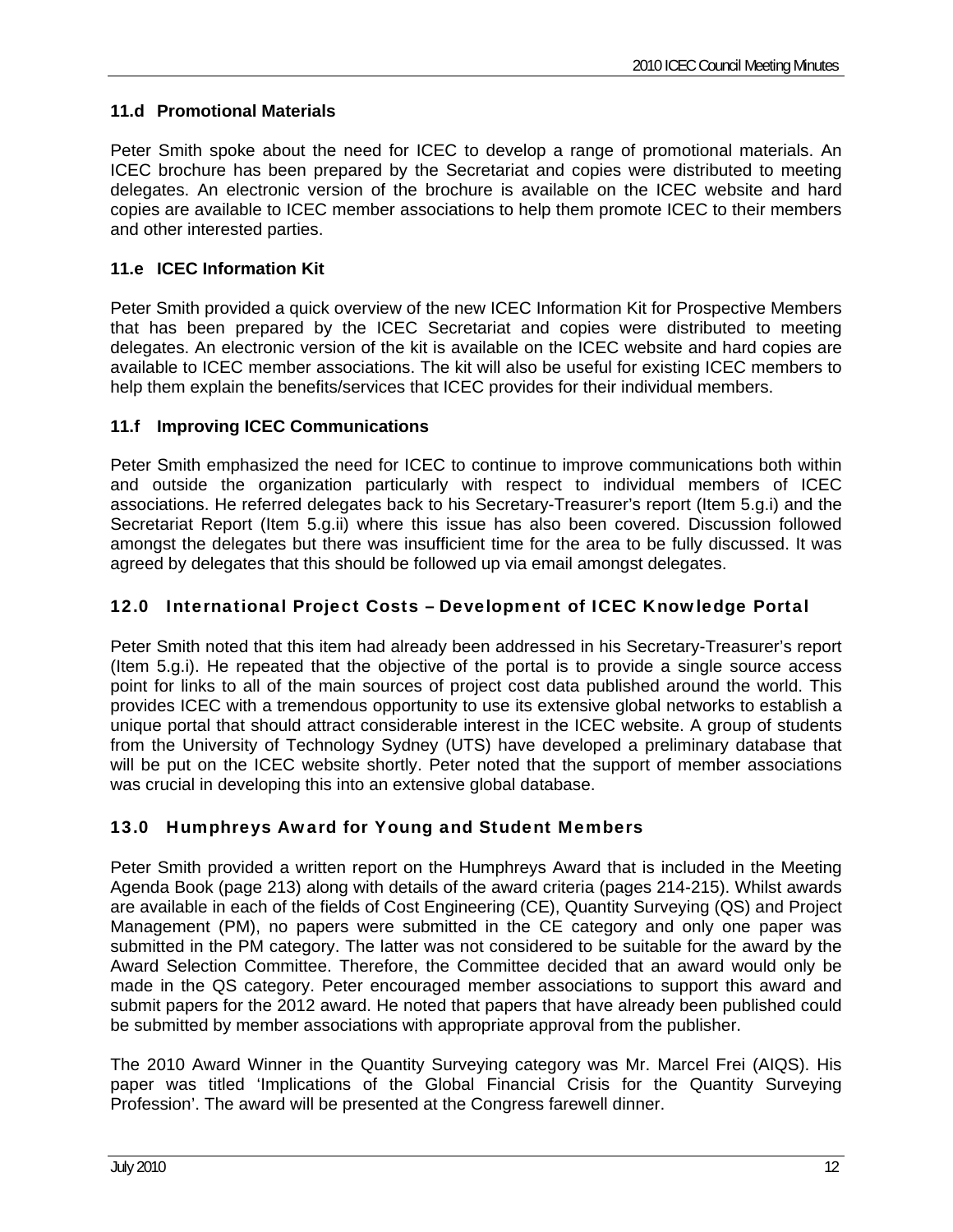### 11.d Promotional Materials

Peter Smith spoke about the need for ICEC to develop a range of promotional materials. An ICEC brochure has been prepared by the Secretariat and copies were distributed to meeting delegates. An electronic version of the brochure is available on the ICEC website and hard copies are available to ICEC member associations to help them promote ICEC to their members and other interested parties.

### 11.e ICEC Information Kit

Peter Smith provided a quick overview of the new ICEC Information Kit for Prospective Members that has been prepared by the ICEC Secretariat and copies were distributed to meeting delegates. An electronic version of the kit is available on the ICEC website and hard copies are available to ICEC member associations. The kit will also be useful for existing ICEC members to help them explain the benefits/services that ICEC provides for their individual members.

### 11.f Improving ICEC Communications

Peter Smith emphasized the need for ICEC to continue to improve communications both within and outside the organization particularly with respect to individual members of ICEC associations. He referred delegates back to his Secretary-Treasurer's report (Item 5.g.i) and the Secretariat Report (Item 5.g.ii) where this issue has also been covered. Discussion followed amongst the delegates but there was insufficient time for the area to be fully discussed. It was agreed by delegates that this should be followed up via email amongst delegates.

## 12.0 International Project Costs – Development of ICEC Knowledge Portal

Peter Smith noted that this item had already been addressed in his Secretary-Treasurer's report (Item 5.g.i). He repeated that the objective of the portal is to provide a single source access point for links to all of the main sources of project cost data published around the world. This provides ICEC with a tremendous opportunity to use its extensive global networks to establish a unique portal that should attract considerable interest in the ICEC website. A group of students from the University of Technology Sydney (UTS) have developed a preliminary database that will be put on the ICEC website shortly. Peter noted that the support of member associations was crucial in developing this into an extensive global database.

## 13.0 Humphreys Award for Young and Student Members

Peter Smith provided a written report on the Humphreys Award that is included in the Meeting Agenda Book (page 213) along with details of the award criteria (pages 214-215). Whilst awards are available in each of the fields of Cost Engineering (CE), Quantity Surveying (QS) and Project Management (PM), no papers were submitted in the CE category and only one paper was submitted in the PM category. The latter was not considered to be suitable for the award by the Award Selection Committee. Therefore, the Committee decided that an award would only be made in the QS category. Peter encouraged member associations to support this award and submit papers for the 2012 award. He noted that papers that have already been published could be submitted by member associations with appropriate approval from the publisher.

The 2010 Award Winner in the Quantity Surveying category was Mr. Marcel Frei (AIQS). His paper was titled 'Implications of the Global Financial Crisis for the Quantity Surveying Profession'. The award will be presented at the Congress farewell dinner.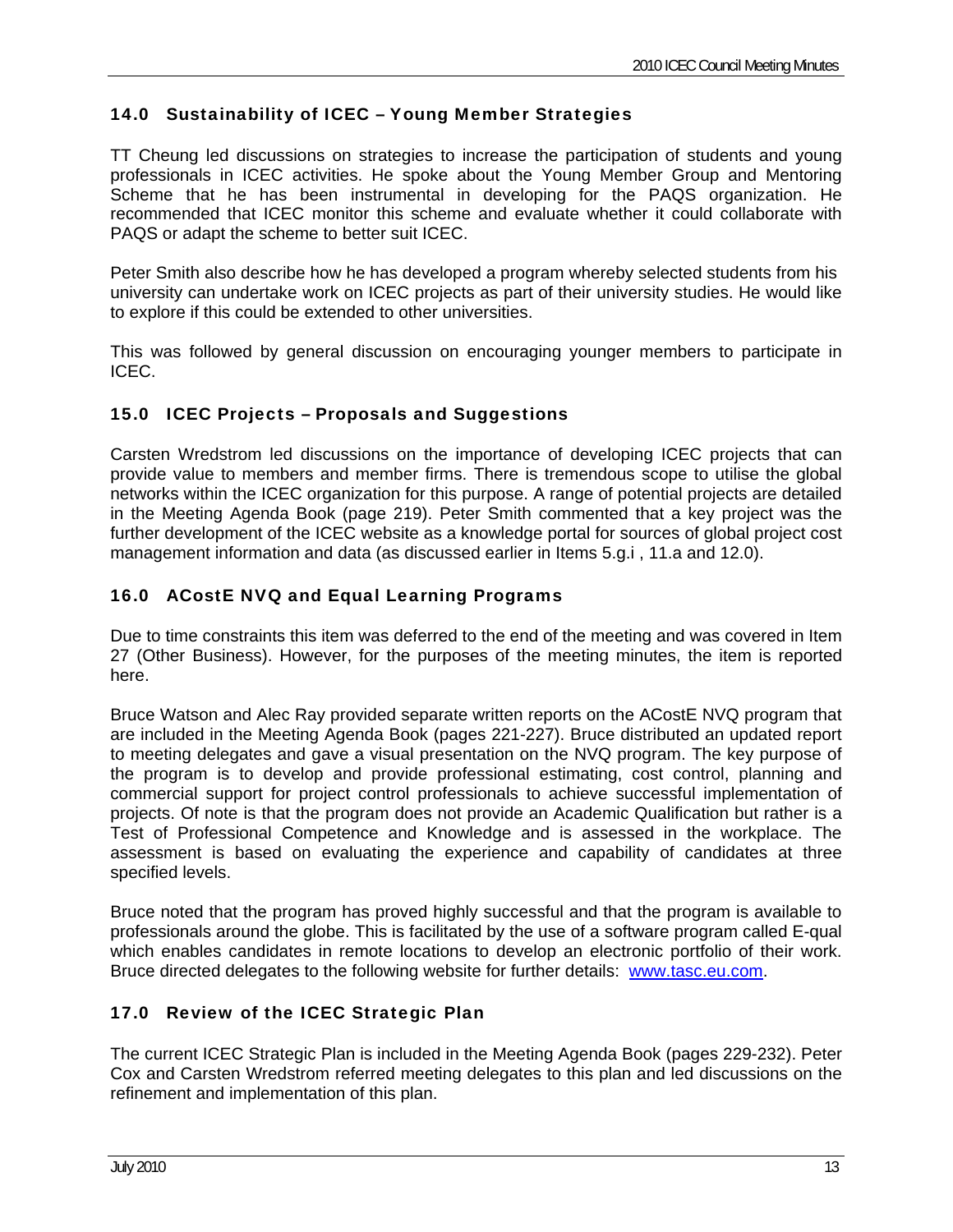## 14.0 Sustainability of ICEC – Young Member Strategies

TT Cheung led discussions on strategies to increase the participation of students and young professionals in ICEC activities. He spoke about the Young Member Group and Mentoring Scheme that he has been instrumental in developing for the PAQS organization. He recommended that ICEC monitor this scheme and evaluate whether it could collaborate with PAQS or adapt the scheme to better suit ICEC.

Peter Smith also describe how he has developed a program whereby selected students from his university can undertake work on ICEC projects as part of their university studies. He would like to explore if this could be extended to other universities.

This was followed by general discussion on encouraging younger members to participate in ICEC.

## 15.0 ICEC Projects – Proposals and Suggestions

Carsten Wredstrom led discussions on the importance of developing ICEC projects that can provide value to members and member firms. There is tremendous scope to utilise the global networks within the ICEC organization for this purpose. A range of potential projects are detailed in the Meeting Agenda Book (page 219). Peter Smith commented that a key project was the further development of the ICEC website as a knowledge portal for sources of global project cost management information and data (as discussed earlier in Items 5.g.i , 11.a and 12.0).

## 16.0 ACostE NVQ and Equal Learning Programs

Due to time constraints this item was deferred to the end of the meeting and was covered in Item 27 (Other Business). However, for the purposes of the meeting minutes, the item is reported here.

Bruce Watson and Alec Ray provided separate written reports on the ACostE NVQ program that are included in the Meeting Agenda Book (pages 221-227). Bruce distributed an updated report to meeting delegates and gave a visual presentation on the NVQ program. The key purpose of the program is to develop and provide professional estimating, cost control, planning and commercial support for project control professionals to achieve successful implementation of projects. Of note is that the program does not provide an Academic Qualification but rather is a Test of Professional Competence and Knowledge and is assessed in the workplace. The assessment is based on evaluating the experience and capability of candidates at three specified levels.

Bruce noted that the program has proved highly successful and that the program is available to professionals around the globe. This is facilitated by the use of a software program called E-qual which enables candidates in remote locations to develop an electronic portfolio of their work. Bruce directed delegates to the following website for further details: [www.tasc.eu.com](www.tasc.eu.com).

## 17.0 Review of the ICEC Strategic Plan

The current ICEC Strategic Plan is included in the Meeting Agenda Book (pages 229-232). Peter Cox and Carsten Wredstrom referred meeting delegates to this plan and led discussions on the refinement and implementation of this plan.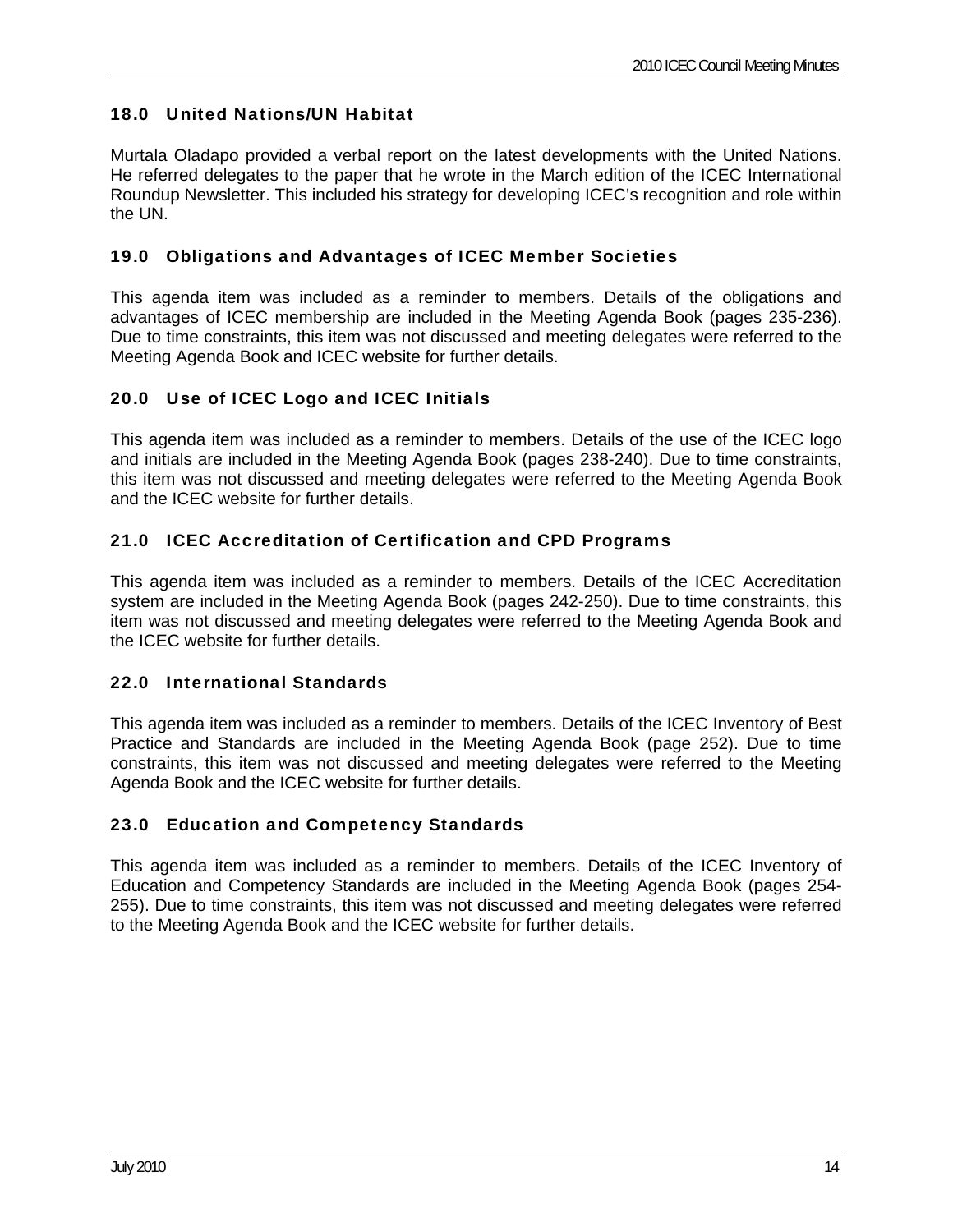## 18.0 United Nations/UN Habitat

Murtala Oladapo provided a verbal report on the latest developments with the United Nations. He referred delegates to the paper that he wrote in the March edition of the ICEC International Roundup Newsletter. This included his strategy for developing ICEC's recognition and role within the UN.

## 19.0 Obligations and Advantages of ICEC Member Societies

This agenda item was included as a reminder to members. Details of the obligations and advantages of ICEC membership are included in the Meeting Agenda Book (pages 235-236). Due to time constraints, this item was not discussed and meeting delegates were referred to the Meeting Agenda Book and ICEC website for further details.

## 20.0 Use of ICEC Logo and ICEC Initials

This agenda item was included as a reminder to members. Details of the use of the ICEC logo and initials are included in the Meeting Agenda Book (pages 238-240). Due to time constraints, this item was not discussed and meeting delegates were referred to the Meeting Agenda Book and the ICEC website for further details.

## 21.0 ICEC Accreditation of Certification and CPD Programs

This agenda item was included as a reminder to members. Details of the ICEC Accreditation system are included in the Meeting Agenda Book (pages 242-250). Due to time constraints, this item was not discussed and meeting delegates were referred to the Meeting Agenda Book and the ICEC website for further details.

## 22.0 International Standards

This agenda item was included as a reminder to members. Details of the ICEC Inventory of Best Practice and Standards are included in the Meeting Agenda Book (page 252). Due to time constraints, this item was not discussed and meeting delegates were referred to the Meeting Agenda Book and the ICEC website for further details.

## 23.0 Education and Competency Standards

This agenda item was included as a reminder to members. Details of the ICEC Inventory of Education and Competency Standards are included in the Meeting Agenda Book (pages 254-255). Due to time constraints, this item was not discussed and meeting delegates were referred to the Meeting Agenda Book and the ICEC website for further details.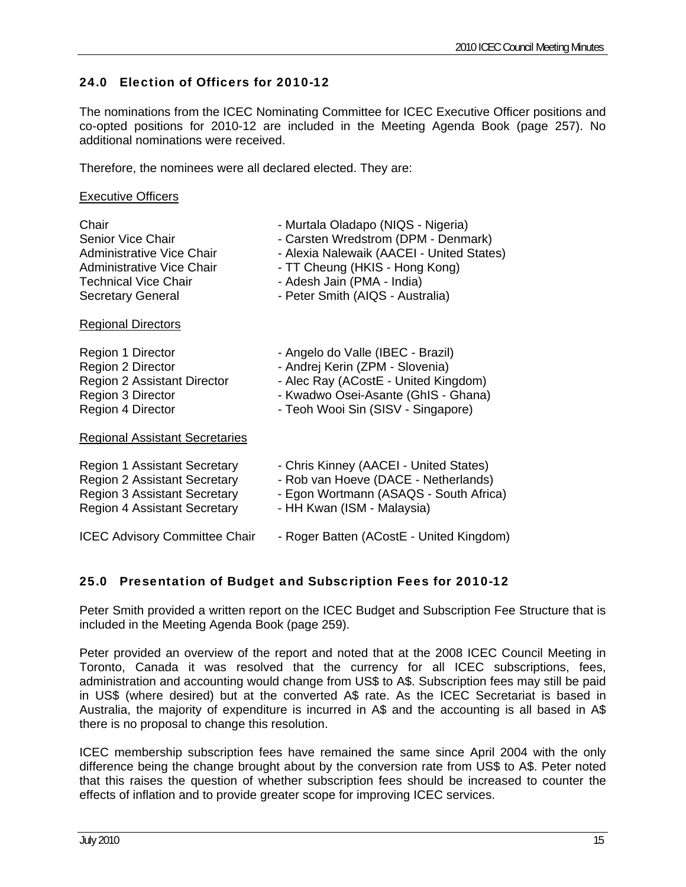## 24.0 Election of Officers for 2010-12

The nominations from the ICEC Nominating Committee for ICEC Executive Officer positions and co-opted positions for 2010-12 are included in the Meeting Agenda Book (page 257). No additional nominations were received.

Therefore, the nominees were all declared elected. They are:

<u>Executive Officers</u>

| | |
|---|---|
| Chair | - Murtala Oladapo (NIQS - Nigeria) |
| Senior Vice Chair | - Carsten Wredstrom (DPM - Denmark) |
| Administrative Vice Chair | - Alexia Nalewaik (AACEI - United States) |
| Administrative Vice Chair | - TT Cheung (HKIS - Hong Kong) |
| Technical Vice Chair | - Adesh Jain (PMA - India) |
| Secretary General | - Peter Smith (AIQS - Australia) |

<u>Regional Directors</u>

| | |
|---|---|
| Region 1 Director | - Angelo do Valle (IBEC - Brazil) |
| Region 2 Director | - Andrej Kerin (ZPM - Slovenia) |
| Region 2 Assistant Director | - Alec Ray (ACostE - United Kingdom) |
| Region 3 Director | - Kwadwo Osei-Asante (GhIS - Ghana) |
| Region 4 Director | - Teoh Wooi Sin (SISV - Singapore) |

<u>Regional Assistant Secretaries</u>

| | |
|---|---|
| Region 1 Assistant Secretary | - Chris Kinney (AACEI - United States) |
| Region 2 Assistant Secretary | - Rob van Hoeve (DACE - Netherlands) |
| Region 3 Assistant Secretary | - Egon Wortmann (ASAQS - South Africa) |
| Region 4 Assistant Secretary | - HH Kwan (ISM - Malaysia) |
| | |
| ICEC Advisory Committee Chair | - Roger Batten (ACostE - United Kingdom) |

## 25.0 Presentation of Budget and Subscription Fees for 2010-12

Peter Smith provided a written report on the ICEC Budget and Subscription Fee Structure that is included in the Meeting Agenda Book (page 259).

Peter provided an overview of the report and noted that at the 2008 ICEC Council Meeting in Toronto, Canada it was resolved that the currency for all ICEC subscriptions, fees, administration and accounting would change from US$ to A$. Subscription fees may still be paid in US$ (where desired) but at the converted A$ rate. As the ICEC Secretariat is based in Australia, the majority of expenditure is incurred in A$ and the accounting is all based in A$ there is no proposal to change this resolution.

ICEC membership subscription fees have remained the same since April 2004 with the only difference being the change brought about by the conversion rate from US$ to A$. Peter noted that this raises the question of whether subscription fees should be increased to counter the effects of inflation and to provide greater scope for improving ICEC services.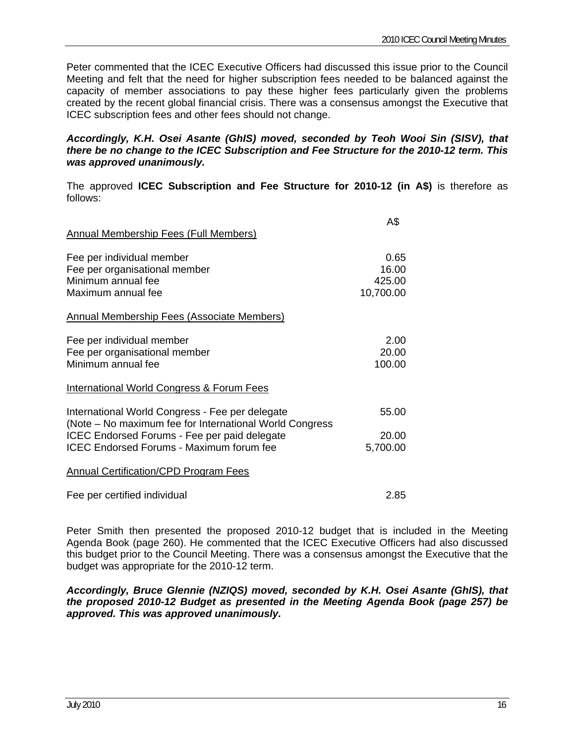Peter commented that the ICEC Executive Officers had discussed this issue prior to the Council Meeting and felt that the need for higher subscription fees needed to be balanced against the capacity of member associations to pay these higher fees particularly given the problems created by the recent global financial crisis. There was a consensus amongst the Executive that ICEC subscription fees and other fees should not change.

***Accordingly, K.H. Osei Asante (GhIS) moved, seconded by Teoh Wooi Sin (SISV), that there be no change to the ICEC Subscription and Fee Structure for the 2010-12 term. This was approved unanimously.***

The approved **ICEC Subscription and Fee Structure for 2010-12 (in A$)** is therefore as follows:

| | A$ |
|---|---|
| Annual Membership Fees (Full Members) | |
| Fee per individual member | 0.65 |
| Fee per organisational member | 16.00 |
| Minimum annual fee | 425.00 |
| Maximum annual fee | 10,700.00 |
| Annual Membership Fees (Associate Members) | |
| Fee per individual member | 2.00 |
| Fee per organisational member | 20.00 |
| Minimum annual fee | 100.00 |
| International World Congress & Forum Fees | |
| International World Congress - Fee per delegate | 55.00 |
| (Note – No maximum fee for International World Congress | |
| ICEC Endorsed Forums - Fee per paid delegate | 20.00 |
| ICEC Endorsed Forums - Maximum forum fee | 5,700.00 |
| Annual Certification/CPD Program Fees | |
| Fee per certified individual | 2.85 |

Peter Smith then presented the proposed 2010-12 budget that is included in the Meeting Agenda Book (page 260). He commented that the ICEC Executive Officers had also discussed this budget prior to the Council Meeting. There was a consensus amongst the Executive that the budget was appropriate for the 2010-12 term.

***Accordingly, Bruce Glennie (NZIQS) moved, seconded by K.H. Osei Asante (GhIS), that the proposed 2010-12 Budget as presented in the Meeting Agenda Book (page 257) be approved. This was approved unanimously.***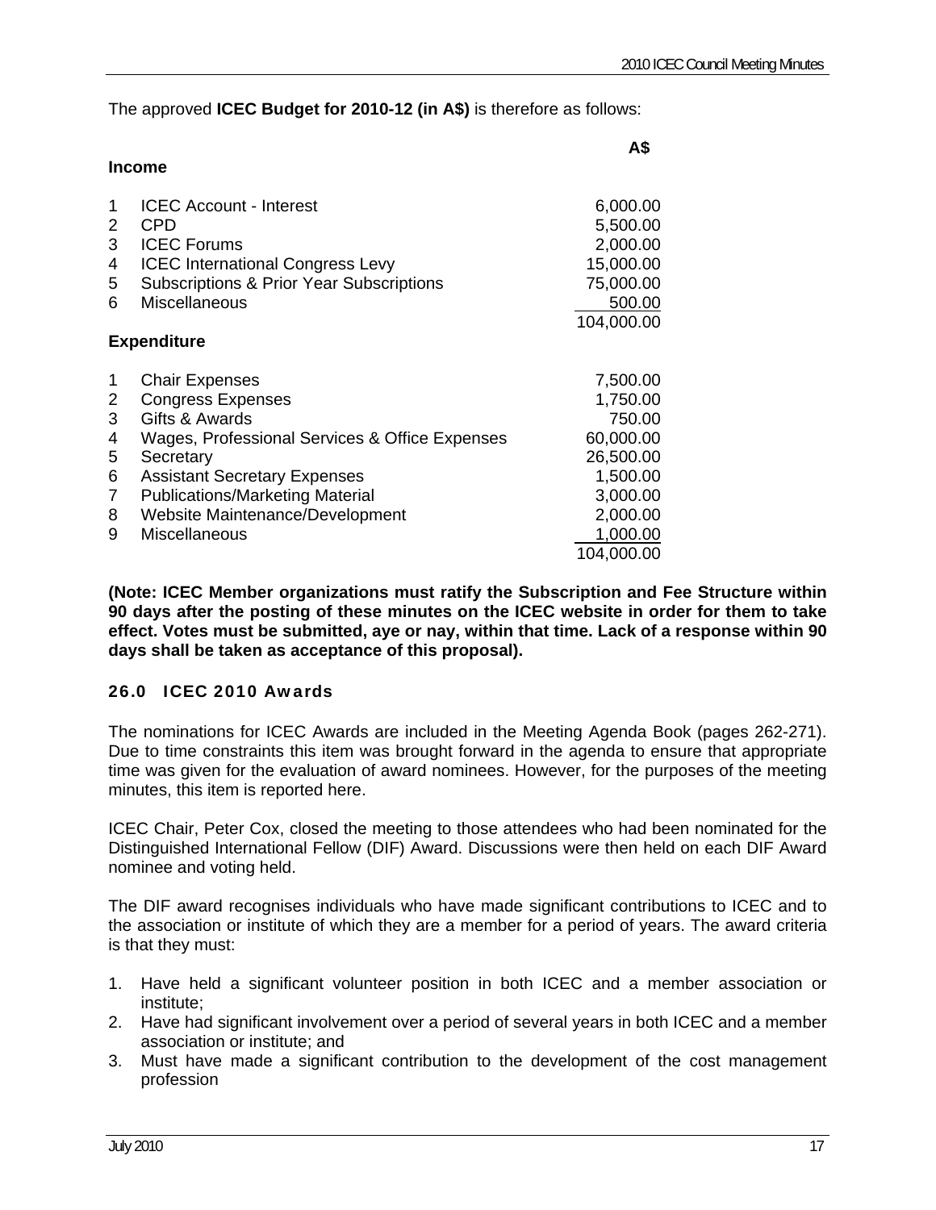The approved **ICEC Budget for 2010-12 (in A$)** is therefore as follows:

| | | A$ |
|---|---|---|
| **Income** | | |
| 1 | ICEC Account - Interest | 6,000.00 |
| 2 | CPD | 5,500.00 |
| 3 | ICEC Forums | 2,000.00 |
| 4 | ICEC International Congress Levy | 15,000.00 |
| 5 | Subscriptions & Prior Year Subscriptions | 75,000.00 |
| 6 | Miscellaneous | 500.00 |
| | | 104,000.00 |
| **Expenditure** | | |
| 1 | Chair Expenses | 7,500.00 |
| 2 | Congress Expenses | 1,750.00 |
| 3 | Gifts & Awards | 750.00 |
| 4 | Wages, Professional Services & Office Expenses | 60,000.00 |
| 5 | Secretary | 26,500.00 |
| 6 | Assistant Secretary Expenses | 1,500.00 |
| 7 | Publications/Marketing Material | 3,000.00 |
| 8 | Website Maintenance/Development | 2,000.00 |
| 9 | Miscellaneous | 1,000.00 |
| | | 104,000.00 |

**(Note: ICEC Member organizations must ratify the Subscription and Fee Structure within 90 days after the posting of these minutes on the ICEC website in order for them to take effect. Votes must be submitted, aye or nay, within that time. Lack of a response within 90 days shall be taken as acceptance of this proposal).**

### 26.0 ICEC 2010 Awards

The nominations for ICEC Awards are included in the Meeting Agenda Book (pages 262-271). Due to time constraints this item was brought forward in the agenda to ensure that appropriate time was given for the evaluation of award nominees. However, for the purposes of the meeting minutes, this item is reported here.

ICEC Chair, Peter Cox, closed the meeting to those attendees who had been nominated for the Distinguished International Fellow (DIF) Award. Discussions were then held on each DIF Award nominee and voting held.

The DIF award recognises individuals who have made significant contributions to ICEC and to the association or institute of which they are a member for a period of years. The award criteria is that they must:

1. Have held a significant volunteer position in both ICEC and a member association or institute;
2. Have had significant involvement over a period of several years in both ICEC and a member association or institute; and
3. Must have made a significant contribution to the development of the cost management profession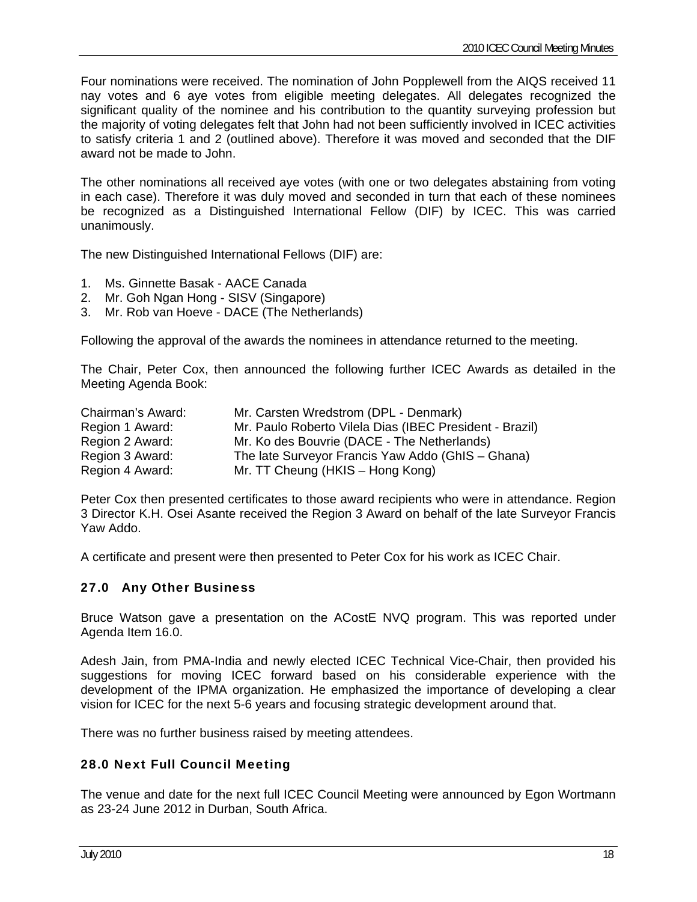Four nominations were received. The nomination of John Popplewell from the AIQS received 11 nay votes and 6 aye votes from eligible meeting delegates. All delegates recognized the significant quality of the nominee and his contribution to the quantity surveying profession but the majority of voting delegates felt that John had not been sufficiently involved in ICEC activities to satisfy criteria 1 and 2 (outlined above). Therefore it was moved and seconded that the DIF award not be made to John.

The other nominations all received aye votes (with one or two delegates abstaining from voting in each case). Therefore it was duly moved and seconded in turn that each of these nominees be recognized as a Distinguished International Fellow (DIF) by ICEC. This was carried unanimously.

The new Distinguished International Fellows (DIF) are:

1. Ms. Ginnette Basak - AACE Canada
2. Mr. Goh Ngan Hong - SISV (Singapore)
3. Mr. Rob van Hoeve - DACE (The Netherlands)

Following the approval of the awards the nominees in attendance returned to the meeting.

The Chair, Peter Cox, then announced the following further ICEC Awards as detailed in the Meeting Agenda Book:

| | |
|---|---|
| Chairman's Award: | Mr. Carsten Wredstrom (DPL - Denmark) |
| Region 1 Award: | Mr. Paulo Roberto Vilela Dias (IBEC President - Brazil) |
| Region 2 Award: | Mr. Ko des Bouvrie (DACE - The Netherlands) |
| Region 3 Award: | The late Surveyor Francis Yaw Addo (GhIS – Ghana) |
| Region 4 Award: | Mr. TT Cheung (HKIS – Hong Kong) |

Peter Cox then presented certificates to those award recipients who were in attendance. Region 3 Director K.H. Osei Asante received the Region 3 Award on behalf of the late Surveyor Francis Yaw Addo.

A certificate and present were then presented to Peter Cox for his work as ICEC Chair.

## 27.0 Any Other Business

Bruce Watson gave a presentation on the ACostE NVQ program. This was reported under Agenda Item 16.0.

Adesh Jain, from PMA-India and newly elected ICEC Technical Vice-Chair, then provided his suggestions for moving ICEC forward based on his considerable experience with the development of the IPMA organization. He emphasized the importance of developing a clear vision for ICEC for the next 5-6 years and focusing strategic development around that.

There was no further business raised by meeting attendees.

## 28.0 Next Full Council Meeting

The venue and date for the next full ICEC Council Meeting were announced by Egon Wortmann as 23-24 June 2012 in Durban, South Africa.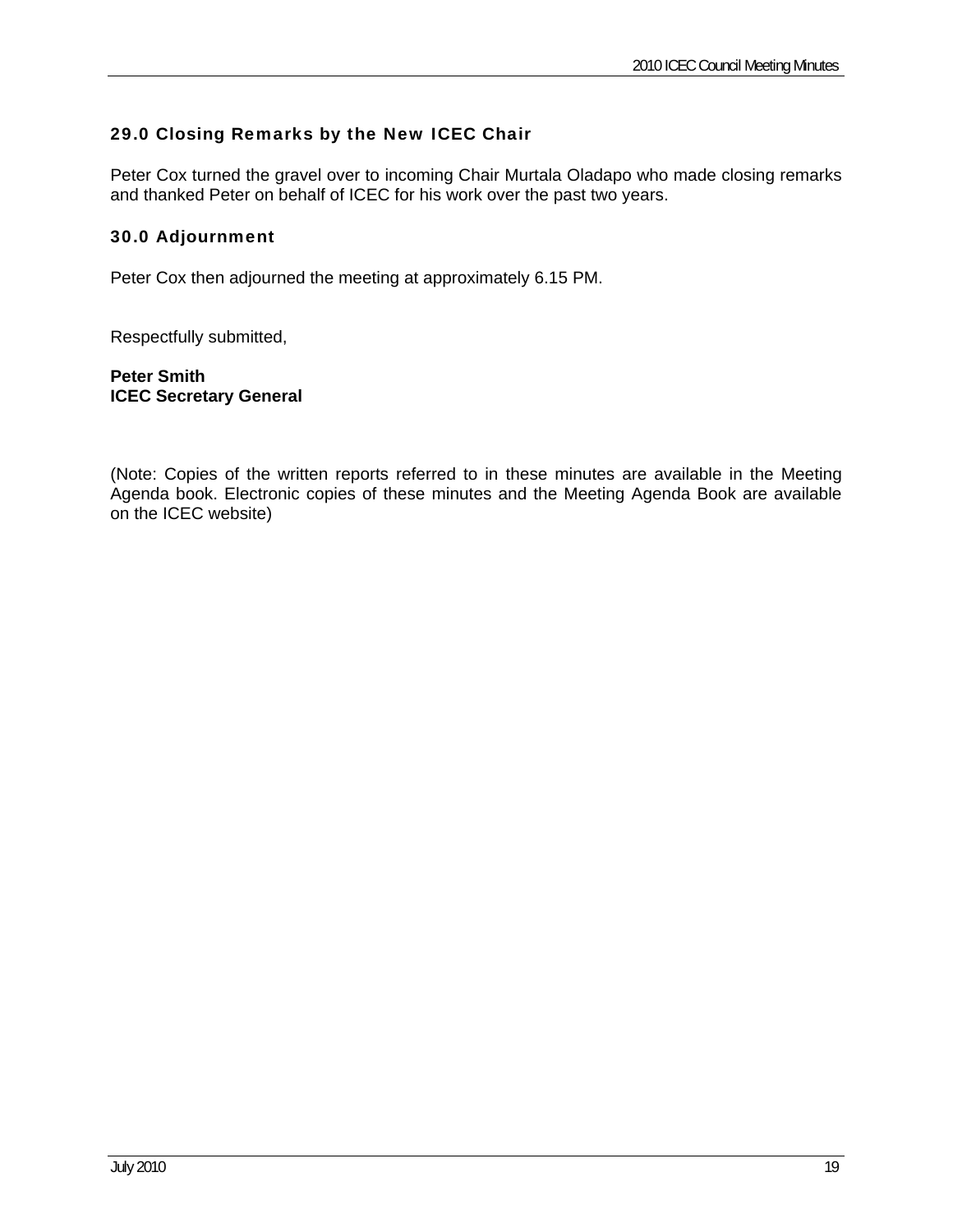## 29.0 Closing Remarks by the New ICEC Chair

Peter Cox turned the gravel over to incoming Chair Murtala Oladapo who made closing remarks and thanked Peter on behalf of ICEC for his work over the past two years.

## 30.0 Adjournment

Peter Cox then adjourned the meeting at approximately 6.15 PM.

Respectfully submitted,

**Peter Smith**
**ICEC Secretary General**

(Note: Copies of the written reports referred to in these minutes are available in the Meeting Agenda book. Electronic copies of these minutes and the Meeting Agenda Book are available on the ICEC website)